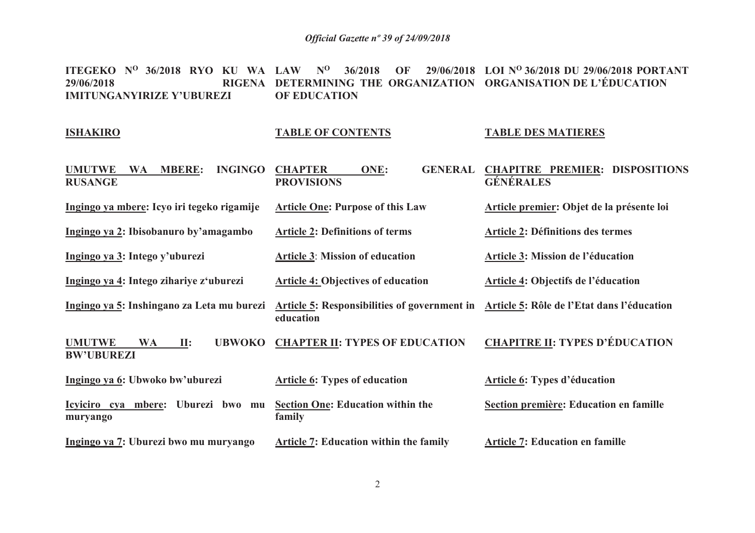**ITEGEKO N[O] 36/2018 RYO KU WA 29/06/2018 RIGENA IMITUNGANYIRIZE Y'UBUREZI**

**LAW N[O] 36/2018 OF 29/06/2018 DETERMINING THE ORGANIZATION OF EDUCATION**

**LOI N[O] 36/2018 DU 29/06/2018 PORTANT ORGANISATION DE L'ÉDUCATION**

| ISHAKIRO | TABLE OF CONTENTS | TABLE DES MATIERES |
|---|---|---|
| **UMUTWE WA MBERE: INGINGO RUSANGE** | **CHAPTER ONE: GENERAL PROVISIONS** | **CHAPITRE PREMIER: DISPOSITIONS GÉNÉRALES** |
| **Ingingo ya mbere: Icyo iri tegeko rigamije** | **Article One: Purpose of this Law** | **Article premier: Objet de la présente loi** |
| **Ingingo ya 2: Ibisobanuro by'amagambo** | **Article 2: Definitions of terms** | **Article 2: Définitions des termes** |
| **Ingingo ya 3: Intego y'uburezi** | **Article 3: Mission of education** | **Article 3: Mission de l'éducation** |
| **Ingingo ya 4: Intego zihariye z'uburezi** | **Article 4: Objectives of education** | **Article 4: Objectifs de l'éducation** |
| **Ingingo ya 5: Inshingano za Leta mu burezi** | **Article 5: Responsibilities of government in education** | **Article 5: Rôle de l'Etat dans l'éducation** |
| **UMUTWE WA II: UBWOKO BW'UBUREZI** | **CHAPTER II: TYPES OF EDUCATION** | **CHAPITRE II: TYPES D'ÉDUCATION** |
| **Ingingo ya 6: Ubwoko bw'uburezi** | **Article 6: Types of education** | **Article 6: Types d'éducation** |
| **Icyiciro cya mbere: Uburezi bwo mu muryango** | **Section One: Education within the family** | **Section première: Education en famille** |
| **Ingingo ya 7: Uburezi bwo mu muryango** | **Article 7: Education within the family** | **Article 7: Education en famille** |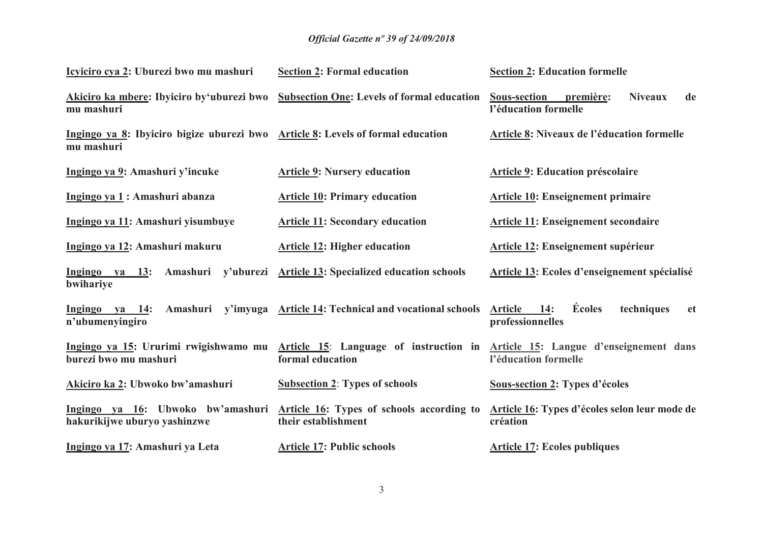| | | |
|---|---|---|
| **Icyiciro cya 2: Uburezi bwo mu mashuri** | **Section 2: Formal education** | **Section 2: Education formelle** |
| **Akiciro ka mbere: Ibyiciro by'uburezi bwo mu mashuri** | **Subsection One: Levels of formal education** | **Sous-section première: Niveaux de l'éducation formelle** |
| **Ingingo ya 8: Ibyiciro bigize uburezi bwo mu mashuri** | **Article 8: Levels of formal education** | **Article 8: Niveaux de l'éducation formelle** |
| **Ingingo ya 9: Amashuri y'incuke** | **Article 9: Nursery education** | **Article 9: Education préscolaire** |
| **Ingingo ya 1 : Amashuri abanza** | **Article 10: Primary education** | **Article 10: Enseignement primaire** |
| **Ingingo ya 11: Amashuri yisumbuye** | **Article 11: Secondary education** | **Article 11: Enseignement secondaire** |
| **Ingingo ya 12: Amashuri makuru** | **Article 12: Higher education** | **Article 12: Enseignement supérieur** |
| **Ingingo ya 13: Amashuri y'uburezi bwihariye** | **Article 13: Specialized education schools** | **Article 13: Ecoles d'enseignement spécialisé** |
| **Ingingo ya 14: Amashuri y'imyuga n'ubumenyingiro** | **Article 14: Technical and vocational schools** | **Article 14: Écoles techniques et professionnelles** |
| **Ingingo ya 15: Ururimi rwigishwamo mu burezi bwo mu mashuri** | **Article 15: Language of instruction in formal education** | **Article 15: Langue d'enseignement dans l'éducation formelle** |
| **Akiciro ka 2: Ubwoko bw'amashuri** | **Subsection 2: Types of schools** | **Sous-section 2: Types d'écoles** |
| **Ingingo ya 16: Ubwoko bw'amashuri hakurikijwe uburyo yashinzwe** | **Article 16: Types of schools according to their establishment** | **Article 16: Types d'écoles selon leur mode de création** |
| **Ingingo ya 17: Amashuri ya Leta** | **Article 17: Public schools** | **Article 17: Ecoles publiques** |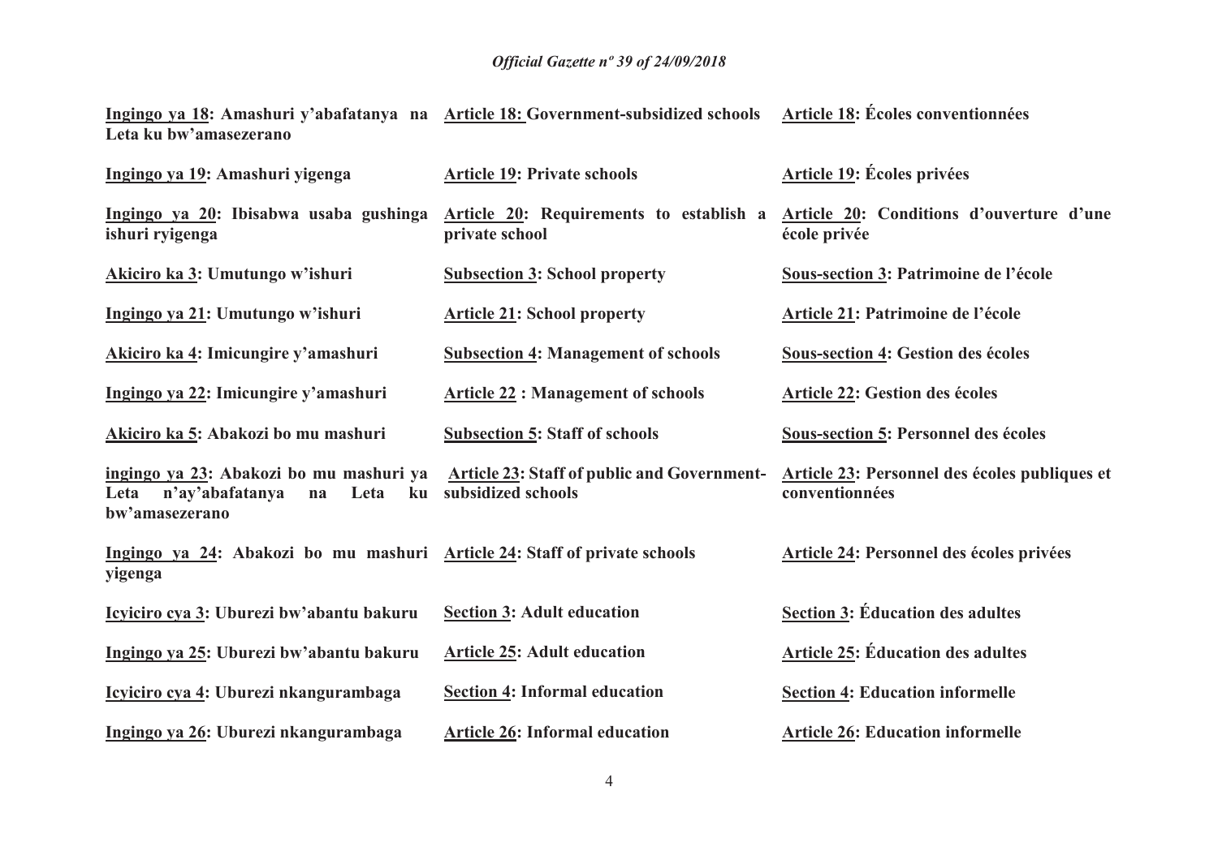| | | |
|---|---|---|
| **Ingingo ya 18: Amashuri y'abafatanya na Leta ku bw'amasezerano** | **Article 18: Government-subsidized schools** | **Article 18: Écoles conventionnées** |
| **Ingingo ya 19: Amashuri yigenga** | **Article 19: Private schools** | **Article 19: Écoles privées** |
| **Ingingo ya 20: Ibisabwa usaba gushinga ishuri ryigenga** | **Article 20: Requirements to establish a private school** | **Article 20: Conditions d'ouverture d'une école privée** |
| **Akiciro ka 3: Umutungo w'ishuri** | **Subsection 3: School property** | **Sous-section 3: Patrimoine de l'école** |
| **Ingingo ya 21: Umutungo w'ishuri** | **Article 21: School property** | **Article 21: Patrimoine de l'école** |
| **Akiciro ka 4: Imicungire y'amashuri** | **Subsection 4: Management of schools** | **Sous-section 4: Gestion des écoles** |
| **Ingingo ya 22: Imicungire y'amashuri** | **Article 22 : Management of schools** | **Article 22: Gestion des écoles** |
| **Akiciro ka 5: Abakozi bo mu mashuri** | **Subsection 5: Staff of schools** | **Sous-section 5: Personnel des écoles** |
| **ingingo ya 23: Abakozi bo mu mashuri ya Leta n'ay'abafatanya na Leta ku bw'amasezerano** | **Article 23: Staff of public and Government-subsidized schools** | **Article 23: Personnel des écoles publiques et conventionnées** |
| **Ingingo ya 24: Abakozi bo mu mashuri yigenga** | **Article 24: Staff of private schools** | **Article 24: Personnel des écoles privées** |
| **Icyiciro cya 3: Uburezi bw'abantu bakuru** | **Section 3: Adult education** | **Section 3: Éducation des adultes** |
| **Ingingo ya 25: Uburezi bw'abantu bakuru** | **Article 25: Adult education** | **Article 25: Éducation des adultes** |
| **Icyiciro cya 4: Uburezi nkangurambaga** | **Section 4: Informal education** | **Section 4: Education informelle** |
| **Ingingo ya 26: Uburezi nkangurambaga** | **Article 26: Informal education** | **Article 26: Education informelle** |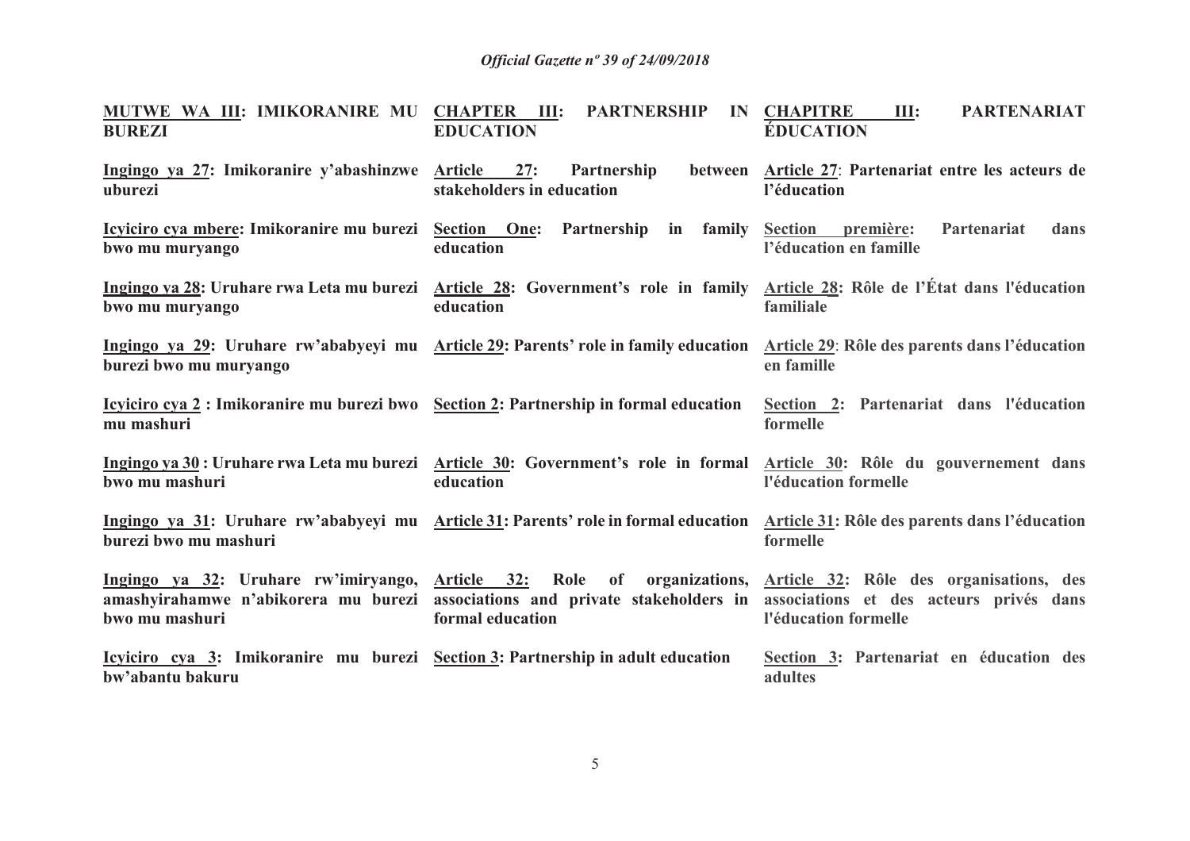| | | |
|---|---|---|
| **MUTWE WA III: IMIKORANIRE MU BUREZI** | **CHAPTER III: PARTNERSHIP IN EDUCATION** | **CHAPITRE III: PARTENARIAT ÉDUCATION** |
| **Ingingo ya 27: Imikoranire y'abashinzwe uburezi** | **Article 27: Partnership between stakeholders in education** | **Article 27: Partenariat entre les acteurs de l'éducation** |
| **Icyiciro cya mbere: Imikoranire mu burezi bwo mu muryango** | **Section One: Partnership in family education** | **Section première: Partenariat dans l'éducation en famille** |
| **Ingingo ya 28: Uruhare rwa Leta mu burezi bwo mu muryango** | **Article 28: Government's role in family education** | **Article 28: Rôle de l'État dans l'éducation familiale** |
| **Ingingo ya 29: Uruhare rw'ababyeyi mu burezi bwo mu muryango** | **Article 29: Parents' role in family education** | **Article 29: Rôle des parents dans l'éducation en famille** |
| **Icyiciro cya 2 : Imikoranire mu burezi bwo mu mashuri** | **Section 2: Partnership in formal education** | **Section 2: Partenariat dans l'éducation formelle** |
| **Ingingo ya 30 : Uruhare rwa Leta mu burezi bwo mu mashuri** | **Article 30: Government's role in formal education** | **Article 30: Rôle du gouvernement dans l'éducation formelle** |
| **Ingingo ya 31: Uruhare rw'ababyeyi mu burezi bwo mu mashuri** | **Article 31: Parents' role in formal education** | **Article 31: Rôle des parents dans l'éducation formelle** |
| **Ingingo ya 32: Uruhare rw'imiryango, amashyirahamwe n'abikorera mu burezi bwo mu mashuri** | **Article 32: Role of organizations, associations and private stakeholders in formal education** | **Article 32: Rôle des organisations, des associations et des acteurs privés dans l'éducation formelle** |
| **Icyiciro cya 3: Imikoranire mu burezi bw'abantu bakuru** | **Section 3: Partnership in adult education** | **Section 3: Partenariat en éducation des adultes** |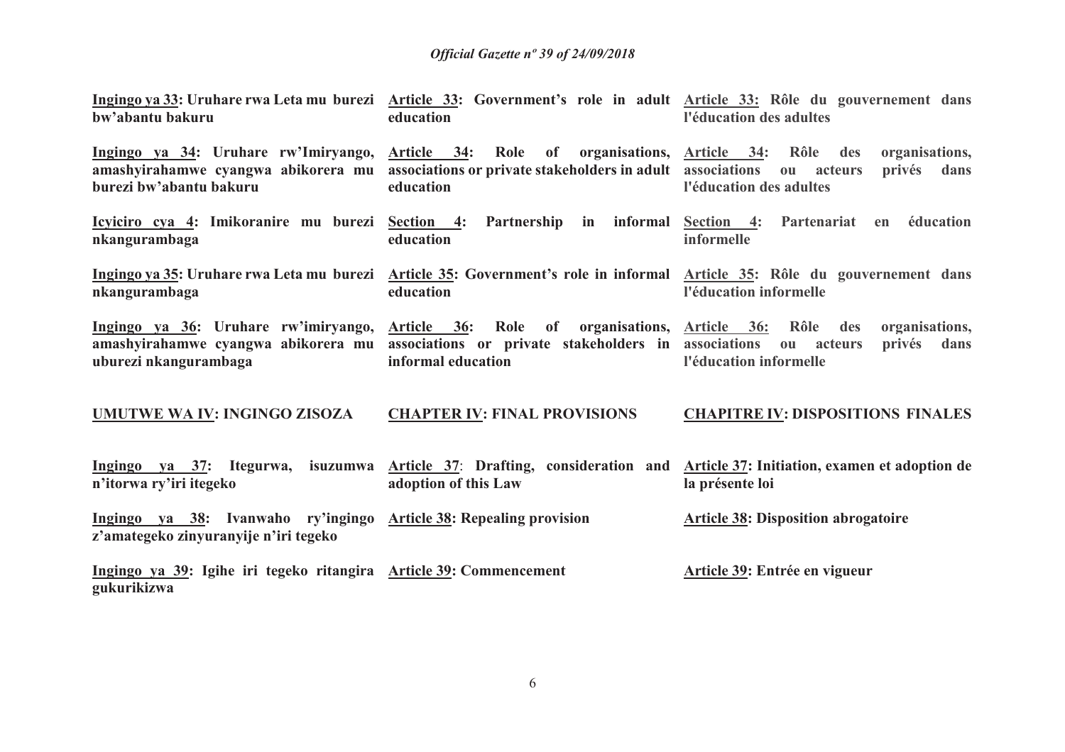**Ingingo ya 33: Uruhare rwa Leta mu burezi bw'abantu bakuru**

**Article 33: Government's role in adult education**

**Article 33: Rôle du gouvernement dans l'éducation des adultes**

**Ingingo ya 34: Uruhare rw'Imiryango, amashyirahamwe cyangwa abikorera mu burezi bw'abantu bakuru**

**Article 34: Role of organisations, associations or private stakeholders in adult education**

**Article 34: Rôle des organisations, associations ou acteurs privés dans l'éducation des adultes**

**Icyiciro cya 4: Imikoranire mu burezi nkangurambaga**

**Section 4: Partnership in informal education**

**Section 4: Partenariat en éducation informelle**

**Ingingo ya 35: Uruhare rwa Leta mu burezi nkangurambaga**

**Article 35: Government's role in informal education**

**Article 35: Rôle du gouvernement dans l'éducation informelle**

**Ingingo ya 36: Uruhare rw'imiryango, amashyirahamwe cyangwa abikorera mu uburezi nkangurambaga**

**Article 36: Role of organisations, associations or private stakeholders in informal education**

**Article 36: Rôle des organisations, associations ou acteurs privés dans l'éducation informelle**

**UMUTWE WA IV: INGINGO ZISOZA**

**CHAPTER IV: FINAL PROVISIONS**

**CHAPITRE IV: DISPOSITIONS FINALES**

**Ingingo ya 37: Itegurwa, isuzumwa n'itorwa ry'iri itegeko**

**Article 37: Drafting, consideration and adoption of this Law**

**Article 37: Initiation, examen et adoption de la présente loi**

**Ingingo ya 38: Ivanwaho ry'ingingo z'amategeko zinyuranyije n'iri tegeko**

**Article 38: Repealing provision**

**Article 38: Disposition abrogatoire**

**Ingingo ya 39: Igihe iri tegeko ritangira gukurikizwa**

**Article 39: Commencement**

**Article 39: Entrée en vigueur**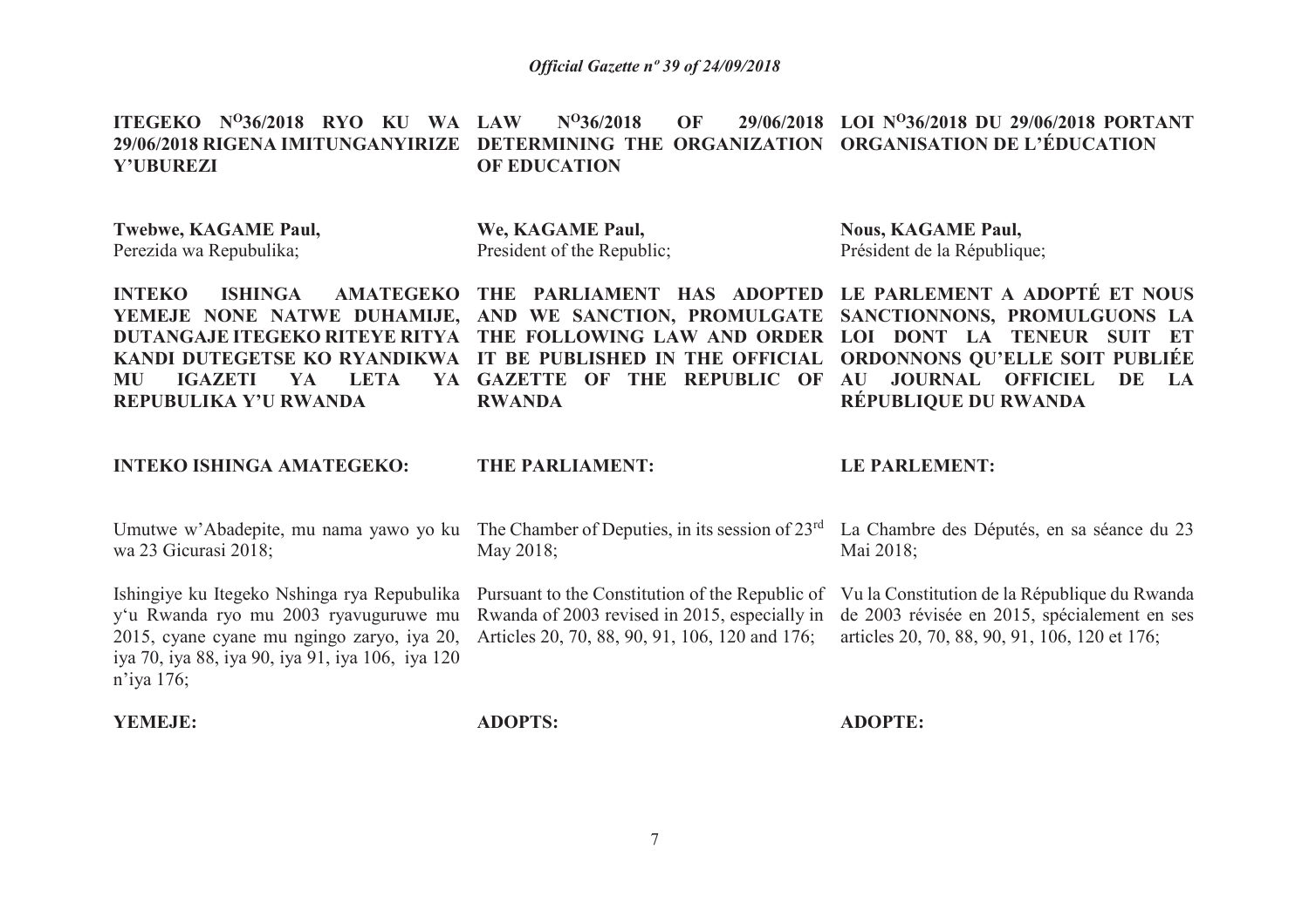**ITEGEKO N°36/2018 RYO KU WA 29/06/2018 RIGENA IMITUNGANYIRIZE Y'UBUREZI**

**Twebwe, KAGAME Paul,**
Perezida wa Repubulika;

**INTEKO ISHINGA AMATEGEKO YEMEJE NONE NATWE DUHAMIJE, DUTANGAJE ITEGEKO RITEYE RITYA KANDI DUTEGETSE KO RYANDIKWA MU IGAZETI YA LETA YA REPUBULIKA Y'U RWANDA**

**INTEKO ISHINGA AMATEGEKO:**

Umutwe w'Abadepite, mu nama yawo yo ku wa 23 Gicurasi 2018;

Ishingiye ku Itegeko Nshinga rya Repubulika y'u Rwanda ryo mu 2003 ryavuguruwe mu 2015, cyane cyane mu ngingo zaryo, iya 20, iya 70, iya 88, iya 90, iya 91, iya 106, iya 120 n'iya 176;

**YEMEJE:**

**LAW N°36/2018 OF 29/06/2018 DETERMINING THE ORGANIZATION OF EDUCATION**

**We, KAGAME Paul,**
President of the Republic;

**THE PARLIAMENT HAS ADOPTED AND WE SANCTION, PROMULGATE THE FOLLOWING LAW AND ORDER IT BE PUBLISHED IN THE OFFICIAL GAZETTE OF THE REPUBLIC OF RWANDA**

**THE PARLIAMENT:**

The Chamber of Deputies, in its session of 23rd May 2018;

Pursuant to the Constitution of the Republic of Rwanda of 2003 revised in 2015, especially in Articles 20, 70, 88, 90, 91, 106, 120 and 176;

**ADOPTS:**

**LOI N°36/2018 DU 29/06/2018 PORTANT ORGANISATION DE L'ÉDUCATION**

**Nous, KAGAME Paul,**
Président de la République;

**LE PARLEMENT A ADOPTÉ ET NOUS SANCTIONNONS, PROMULGUONS LA LOI DONT LA TENEUR SUIT ET ORDONNONS QU'ELLE SOIT PUBLIÉE AU JOURNAL OFFICIEL DE LA RÉPUBLIQUE DU RWANDA**

**LE PARLEMENT:**

La Chambre des Députés, en sa séance du 23 Mai 2018;

Vu la Constitution de la République du Rwanda de 2003 révisée en 2015, spécialement en ses articles 20, 70, 88, 90, 91, 106, 120 et 176;

**ADOPTE:**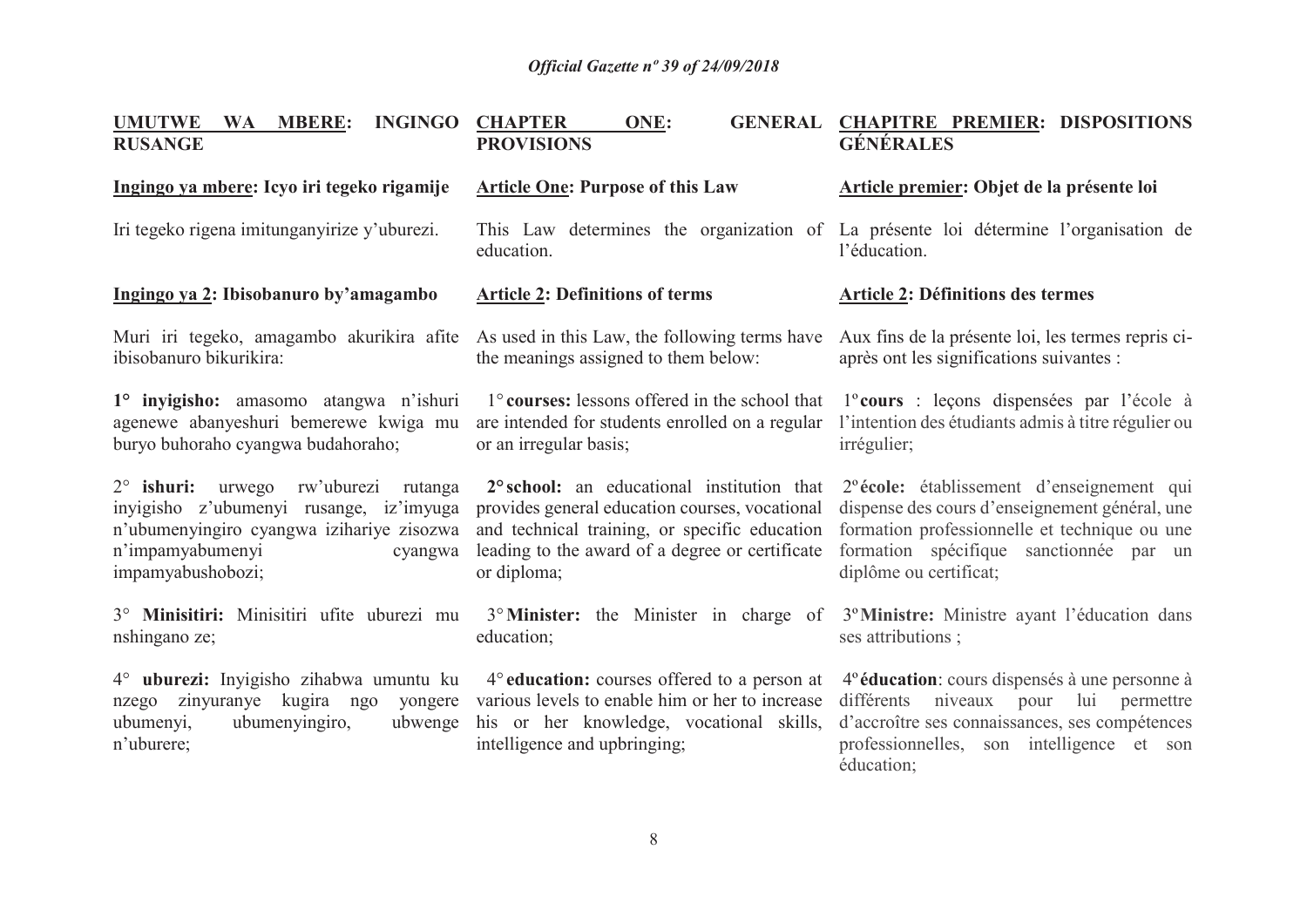## UMUTWE WA MBERE: INGINGO RUSANGE

### Ingingo ya mbere: Icyo iri tegeko rigamije

Iri tegeko rigena imitunganyirize y'uburezi.

### Ingingo ya 2: Ibisobanuro by'amagambo

Muri iri tegeko, amagambo akurikira afite ibisobanuro bikurikira:

**1° inyigisho:** amasomo atangwa n'ishuri agenewe abanyeshuri bemerewe kwiga mu buryo buhoraho cyangwa budahoraho;

2° **ishuri:** urwego rw'uburezi rutanga inyigisho z'ubumenyi rusange, iz'imyuga n'ubumenyingiro cyangwa izihariye zisozwa n'impamyabumenyi cyangwa impamyabushobozi;

3° **Minisitiri:** Minisitiri ufite uburezi mu nshingano ze;

4° **uburezi:** Inyigisho zihabwa umuntu ku nzego zinyuranye kugira ngo yongere ubumenyi, ubumenyingiro, ubwenge n'uburere;

## CHAPTER ONE: GENERAL PROVISIONS

### Article One: Purpose of this Law

This Law determines the organization of education.

### Article 2: Definitions of terms

As used in this Law, the following terms have the meanings assigned to them below:

1° **courses:** lessons offered in the school that are intended for students enrolled on a regular or an irregular basis;

**2° school:** an educational institution that provides general education courses, vocational and technical training, or specific education leading to the award of a degree or certificate or diploma;

3° **Minister:** the Minister in charge of education;

4° **education:** courses offered to a person at various levels to enable him or her to increase his or her knowledge, vocational skills, intelligence and upbringing;

## CHAPITRE PREMIER: DISPOSITIONS GÉNÉRALES

### Article premier: Objet de la présente loi

La présente loi détermine l'organisation de l'éducation.

### Article 2: Définitions des termes

Aux fins de la présente loi, les termes repris ci-après ont les significations suivantes :

1° **cours** : leçons dispensées par l'école à l'intention des étudiants admis à titre régulier ou irrégulier;

2° **école:** établissement d'enseignement qui dispense des cours d'enseignement général, une formation professionnelle et technique ou une formation spécifique sanctionnée par un diplôme ou certificat;

3° **Ministre:** Ministre ayant l'éducation dans ses attributions ;

4° **éducation**: cours dispensés à une personne à différents niveaux pour lui permettre d'accroître ses connaissances, ses compétences professionnelles, son intelligence et son éducation;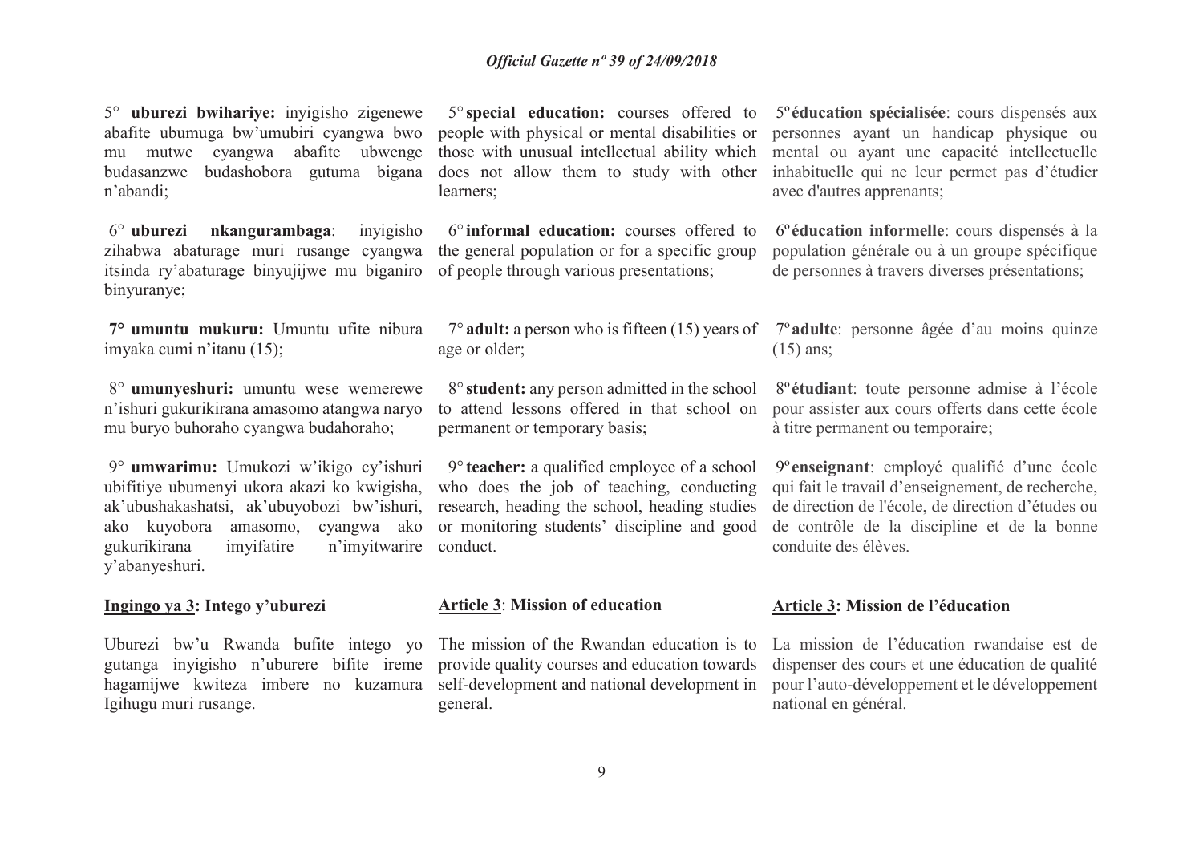5° **uburezi bwihariye:** inyigisho zigenewe abafite ubumuga bw'umubiri cyangwa bwo mu mutwe cyangwa abafite ubwenge budasanzwe budashobora gutuma bigana n'abandi;

6° **uburezi nkangurambaga**: inyigisho zihabwa abaturage muri rusange cyangwa itsinda ry'abaturage binyujijwe mu biganiro binyuranye;

**7° umuntu mukuru:** Umuntu ufite nibura imyaka cumi n'itanu (15);

8° **umunyeshuri:** umuntu wese wemerewe n'ishuri gukurikirana amasomo atangwa naryo mu buryo buhoraho cyangwa budahoraho;

9° **umwarimu:** Umukozi w'ikigo cy'ishuri ubifitiye ubumenyi ukora akazi ko kwigisha, ak'ubushakashatsi, ak'ubuyobozi bw'ishuri, ako kuyobora amasomo, cyangwa ako gukurikirana imyifatire n'imyitwarire y'abanyeshuri.

**Ingingo ya 3: Intego y'uburezi**

Uburezi bw'u Rwanda bufite intego yo gutanga inyigisho n'uburere bifite ireme hagamijwe kwiteza imbere no kuzamura Igihugu muri rusange.

5° **special education:** courses offered to people with physical or mental disabilities or those with unusual intellectual ability which does not allow them to study with other learners;

6° **informal education:** courses offered to the general population or for a specific group of people through various presentations;

7° **adult:** a person who is fifteen (15) years of age or older;

8° **student:** any person admitted in the school to attend lessons offered in that school on permanent or temporary basis;

9° **teacher:** a qualified employee of a school who does the job of teaching, conducting research, heading the school, heading studies or monitoring students' discipline and good conduct.

**Article 3**: **Mission of education**

The mission of the Rwandan education is to provide quality courses and education towards self-development and national development in general.

5º **éducation spécialisée**: cours dispensés aux personnes ayant un handicap physique ou mental ou ayant une capacité intellectuelle inhabituelle qui ne leur permet pas d'étudier avec d'autres apprenants;

6º **éducation informelle**: cours dispensés à la population générale ou à un groupe spécifique de personnes à travers diverses présentations;

7º **adulte**: personne âgée d'au moins quinze (15) ans;

8º **étudiant**: toute personne admise à l'école pour assister aux cours offerts dans cette école à titre permanent ou temporaire;

9º **enseignant**: employé qualifié d'une école qui fait le travail d'enseignement, de recherche, de direction de l'école, de direction d'études ou de contrôle de la discipline et de la bonne conduite des élèves.

**Article 3: Mission de l'éducation**

La mission de l'éducation rwandaise est de dispenser des cours et une éducation de qualité pour l'auto-développement et le développement national en général.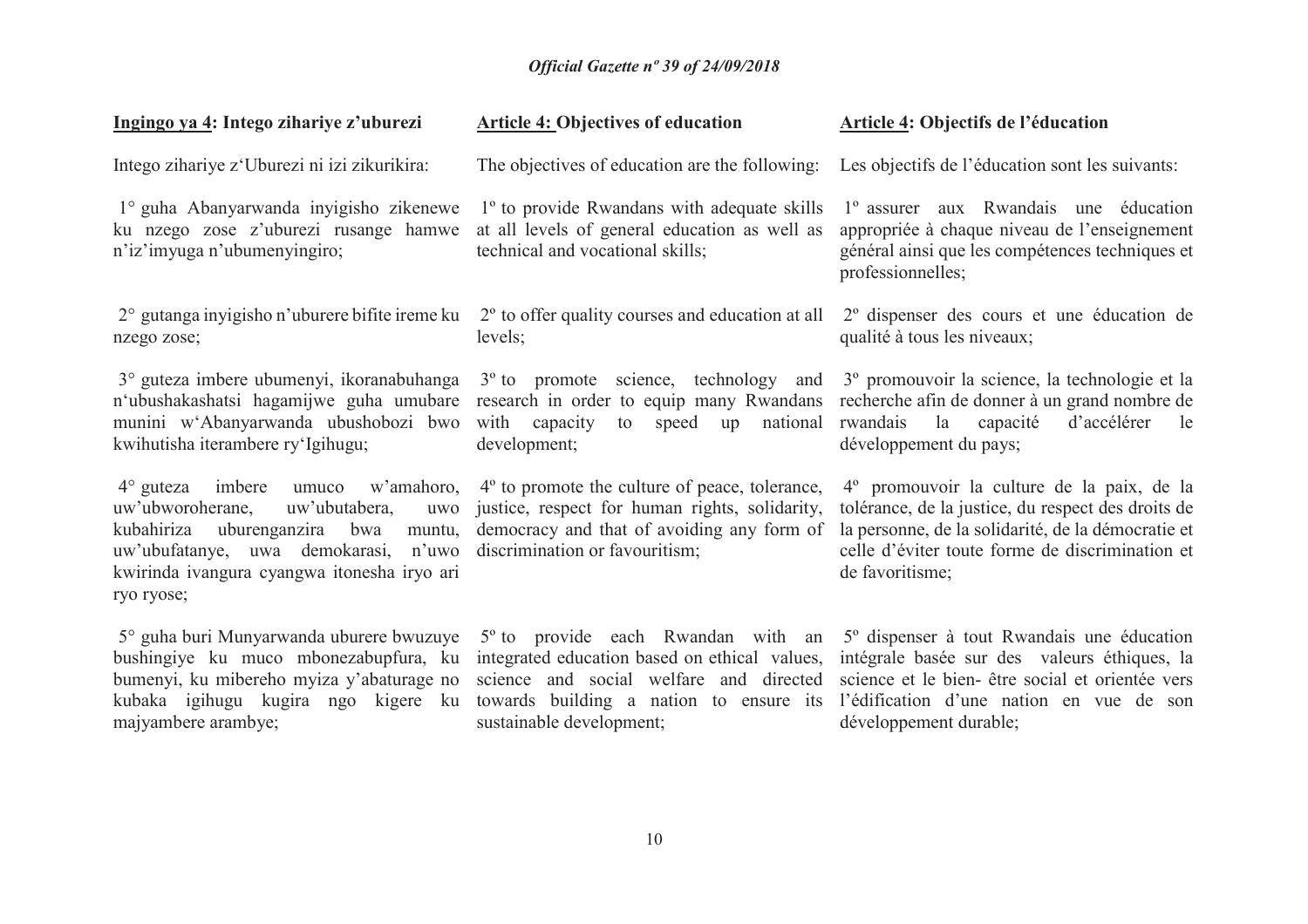**Ingingo ya 4: Intego zihariye z'uburezi**

Intego zihariye z'Uburezi ni izi zikurikira:

1° guha Abanyarwanda inyigisho zikenewe ku nzego zose z'uburezi rusange hamwe n'iz'imyuga n'ubumenyingiro;

2° gutanga inyigisho n'uburere bifite ireme ku nzego zose;

3° guteza imbere ubumenyi, ikoranabuhanga n'ubushakashatsi hagamijwe guha umubare munini w'Abanyarwanda ubushobozi bwo kwihutisha iterambere ry'Igihugu;

4° guteza imbere umuco w'amahoro, uw'ubworoherane, uw'ubutabera, uwo kubahiriza uburenganzira bwa muntu, uw'ubufatanye, uwa demokarasi, n'uwo kwirinda ivangura cyangwa itonesha iryo ari ryo ryose;

5° guha buri Munyarwanda uburere bwuzuye bushingiye ku muco mbonezabupfura, ku bumenyi, ku mibereho myiza y'abaturage no kubaka igihugu kugira ngo kigere ku majyambere arambye;

**Article 4: Objectives of education**

The objectives of education are the following:

1º to provide Rwandans with adequate skills at all levels of general education as well as technical and vocational skills;

2º to offer quality courses and education at all levels;

3º to promote science, technology and research in order to equip many Rwandans with capacity to speed up national development;

4º to promote the culture of peace, tolerance, justice, respect for human rights, solidarity, democracy and that of avoiding any form of discrimination or favouritism;

5º to provide each Rwandan with an integrated education based on ethical values, science and social welfare and directed towards building a nation to ensure its sustainable development;

**Article 4: Objectifs de l'éducation**

Les objectifs de l'éducation sont les suivants:

1º assurer aux Rwandais une éducation appropriée à chaque niveau de l'enseignement général ainsi que les compétences techniques et professionnelles;

2º dispenser des cours et une éducation de qualité à tous les niveaux;

3º promouvoir la science, la technologie et la recherche afin de donner à un grand nombre de rwandais la capacité d'accélérer le développement du pays;

4º promouvoir la culture de la paix, de la tolérance, de la justice, du respect des droits de la personne, de la solidarité, de la démocratie et celle d'éviter toute forme de discrimination et de favoritisme;

5º dispenser à tout Rwandais une éducation intégrale basée sur des valeurs éthiques, la science et le bien- être social et orientée vers l'édification d'une nation en vue de son développement durable;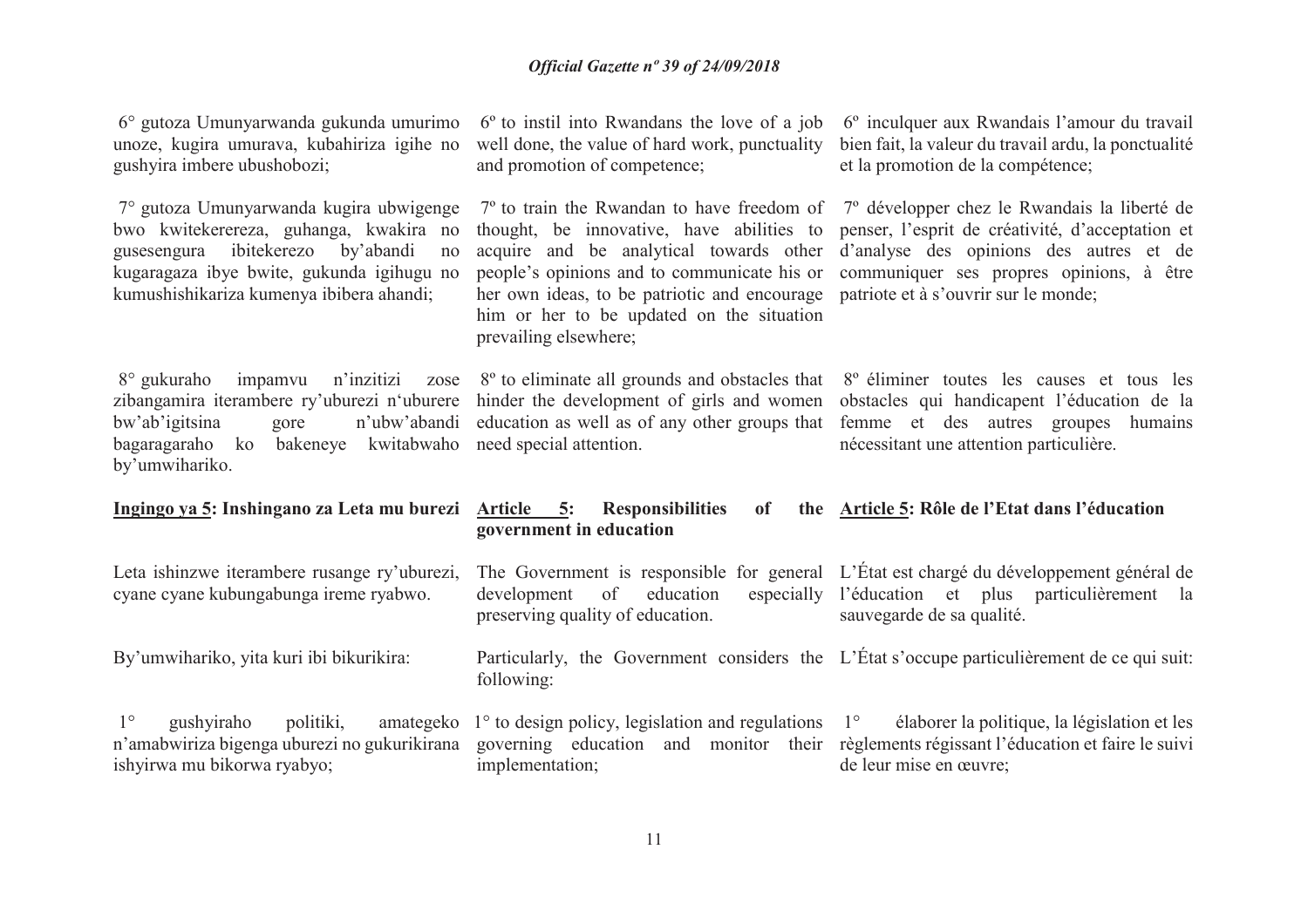6° gutoza Umunyarwanda gukunda umurimo unoze, kugira umurava, kubahiriza igihe no gushyira imbere ubushobozi;

6º to instil into Rwandans the love of a job well done, the value of hard work, punctuality and promotion of competence;

6º inculquer aux Rwandais l'amour du travail bien fait, la valeur du travail ardu, la ponctualité et la promotion de la compétence;

7° gutoza Umunyarwanda kugira ubwigenge bwo kwitekerereza, guhanga, kwakira no gusesengura ibitekerezo by'abandi no kugaragaza ibye bwite, gukunda igihugu no kumushishikariza kumenya ibibera ahandi;

7º to train the Rwandan to have freedom of thought, be innovative, have abilities to acquire and be analytical towards other people's opinions and to communicate his or her own ideas, to be patriotic and encourage him or her to be updated on the situation prevailing elsewhere;

7º développer chez le Rwandais la liberté de penser, l'esprit de créativité, d'acceptation et d'analyse des opinions des autres et de communiquer ses propres opinions, à être patriote et à s'ouvrir sur le monde;

8° gukuraho impamvu n'inzitizi zose zibangamira iterambere ry'uburezi n'uburere bw'ab'igitsina gore n'ubw'abandi bagaragaraho ko bakeneye kwitabwaho by'umwihariko.

8º to eliminate all grounds and obstacles that hinder the development of girls and women education as well as of any other groups that need special attention.

8º éliminer toutes les causes et tous les obstacles qui handicapent l'éducation de la femme et des autres groupes humains nécessitant une attention particulière.

**Ingingo ya 5: Inshingano za Leta mu burezi**

**Article 5: Responsibilities of the government in education**

**Article 5: Rôle de l'Etat dans l'éducation**

Leta ishinzwe iterambere rusange ry'uburezi, cyane cyane kubungabunga ireme ryabwo.

The Government is responsible for general development of education especially preserving quality of education.

L'État est chargé du développement général de l'éducation et plus particulièrement la sauvegarde de sa qualité.

By'umwihariko, yita kuri ibi bikurikira:

Particularly, the Government considers the following:

L'État s'occupe particulièrement de ce qui suit:

1° gushyiraho politiki, amategeko n'amabwiriza bigenga uburezi no gukurikirana ishyirwa mu bikorwa ryabyo;

1° to design policy, legislation and regulations governing education and monitor their implementation;

1° élaborer la politique, la législation et les règlements régissant l'éducation et faire le suivi de leur mise en œuvre;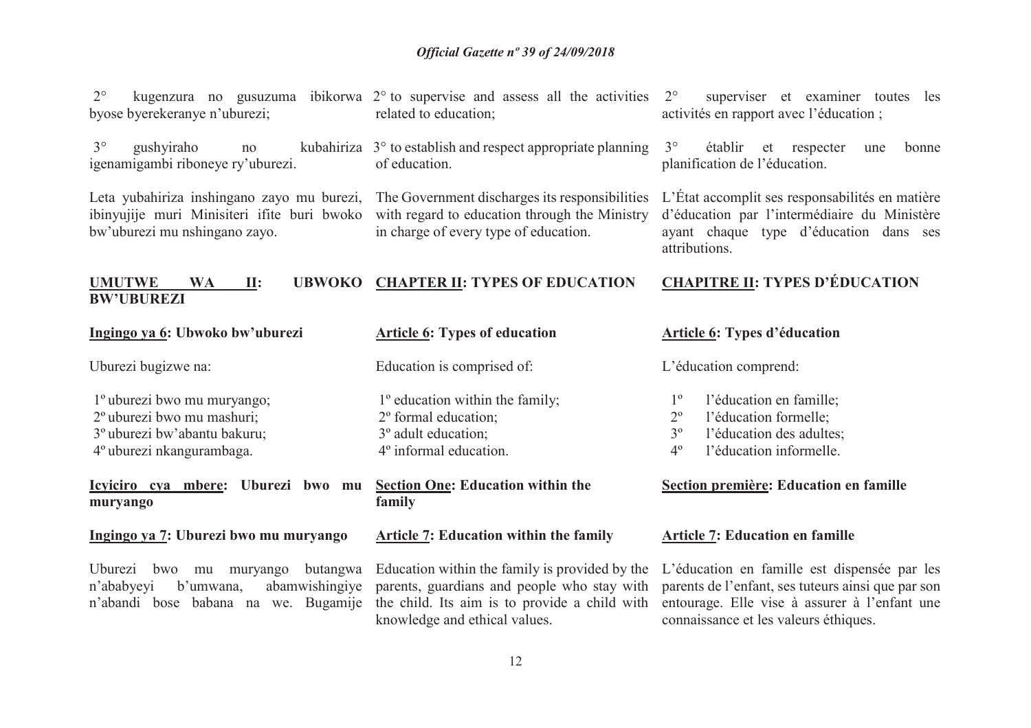2° kugenzura no gusuzuma ibikorwa byose byerekeranye n'uburezi;

3° gushyiraho no kubahiriza igenamigambi riboneye ry'uburezi.

Leta yubahiriza inshingano zayo mu burezi, ibinyujije muri Minisiteri ifite buri bwoko bw'uburezi mu nshingano zayo.

2° to supervise and assess all the activities related to education;

3° to establish and respect appropriate planning of education.

The Government discharges its responsibilities with regard to education through the Ministry in charge of every type of education.

2° superviser et examiner toutes les activités en rapport avec l'éducation ;

3° établir et respecter une bonne planification de l'éducation.

L'État accomplit ses responsabilités en matière d'éducation par l'intermédiaire du Ministère ayant chaque type d'éducation dans ses attributions.

## UMUTWE WA II: UBWOKO BW'UBUREZI

### Ingingo ya 6: Ubwoko bw'uburezi

Uburezi bugizwe na:

1º uburezi bwo mu muryango;
2º uburezi bwo mu mashuri;
3º uburezi bw'abantu bakuru;
4º uburezi nkangurambaga.

### Icyiciro cya mbere: Uburezi bwo mu muryango

### Ingingo ya 7: Uburezi bwo mu muryango

Uburezi bwo mu muryango butangwa n'ababyeyi b'umwana, abamwishingiye n'abandi bose babana na we. Bugamije

## CHAPTER II: TYPES OF EDUCATION

### Article 6: Types of education

Education is comprised of:

1º education within the family;
2º formal education;
3º adult education;
4º informal education.

### Section One: Education within the family

### Article 7: Education within the family

Education within the family is provided by the parents, guardians and people who stay with the child. Its aim is to provide a child with knowledge and ethical values.

## CHAPITRE II: TYPES D'ÉDUCATION

### Article 6: Types d'éducation

L'éducation comprend:

1º l'éducation en famille;
2º l'éducation formelle;
3º l'éducation des adultes;
4º l'éducation informelle.

### Section première: Education en famille

### Article 7: Education en famille

L'éducation en famille est dispensée par les parents de l'enfant, ses tuteurs ainsi que par son entourage. Elle vise à assurer à l'enfant une connaissance et les valeurs éthiques.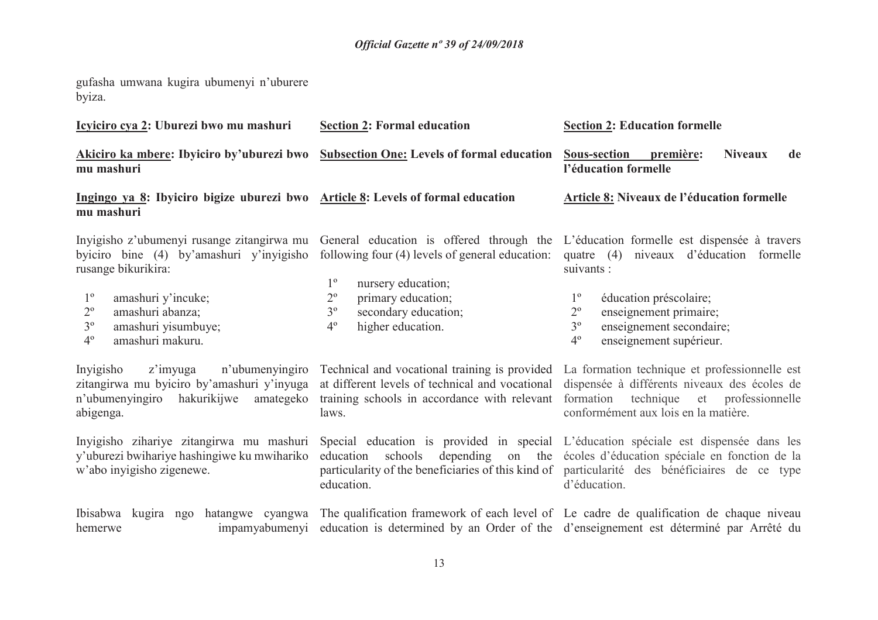gufasha umwana kugira ubumenyi n'uburere byiza.

**Icyiciro cya 2: Uburezi bwo mu mashuri**

**Akiciro ka mbere: Ibyiciro by'uburezi bwo mu mashuri**

**Ingingo ya 8: Ibyiciro bigize uburezi bwo mu mashuri**

Inyigisho z'ubumenyi rusange zitangirwa mu byiciro bine (4) by'amashuri y'inyigisho rusange bikurikira:

1º amashuri y'incuke;
2º amashuri abanza;
3º amashuri yisumbuye;
4º amashuri makuru.

Inyigisho z'imyuga n'ubumenyingiro zitangirwa mu byiciro by'amashuri y'inyuga n'ubumenyingiro hakurikijwe amategeko abigenga.

Inyigisho zihariye zitangirwa mu mashuri y'uburezi bwihariye hashingiwe ku mwihariko w'abo inyigisho zigenewe.

Ibisabwa kugira ngo hatangwe cyangwa hemerwe impamyabumenyi

**Section 2: Formal education**

**Subsection One: Levels of formal education**

**Article 8: Levels of formal education**

General education is offered through the following four (4) levels of general education:

1º nursery education;
2º primary education;
3º secondary education;
4º higher education.

Technical and vocational training is provided at different levels of technical and vocational training schools in accordance with relevant laws.

Special education is provided in special education schools depending on the particularity of the beneficiaries of this kind of education.

The qualification framework of each level of education is determined by an Order of the

**Section 2: Education formelle**

**Sous-section première: Niveaux de l'éducation formelle**

**Article 8: Niveaux de l'éducation formelle**

L'éducation formelle est dispensée à travers quatre (4) niveaux d'éducation formelle suivants :

1º éducation préscolaire;
2º enseignement primaire;
3º enseignement secondaire;
4º enseignement supérieur.

La formation technique et professionnelle est dispensée à différents niveaux des écoles de formation technique et professionnelle conformément aux lois en la matière.

L'éducation spéciale est dispensée dans les écoles d'éducation spéciale en fonction de la particularité des bénéficiaires de ce type d'éducation.

Le cadre de qualification de chaque niveau d'enseignement est déterminé par Arrêté du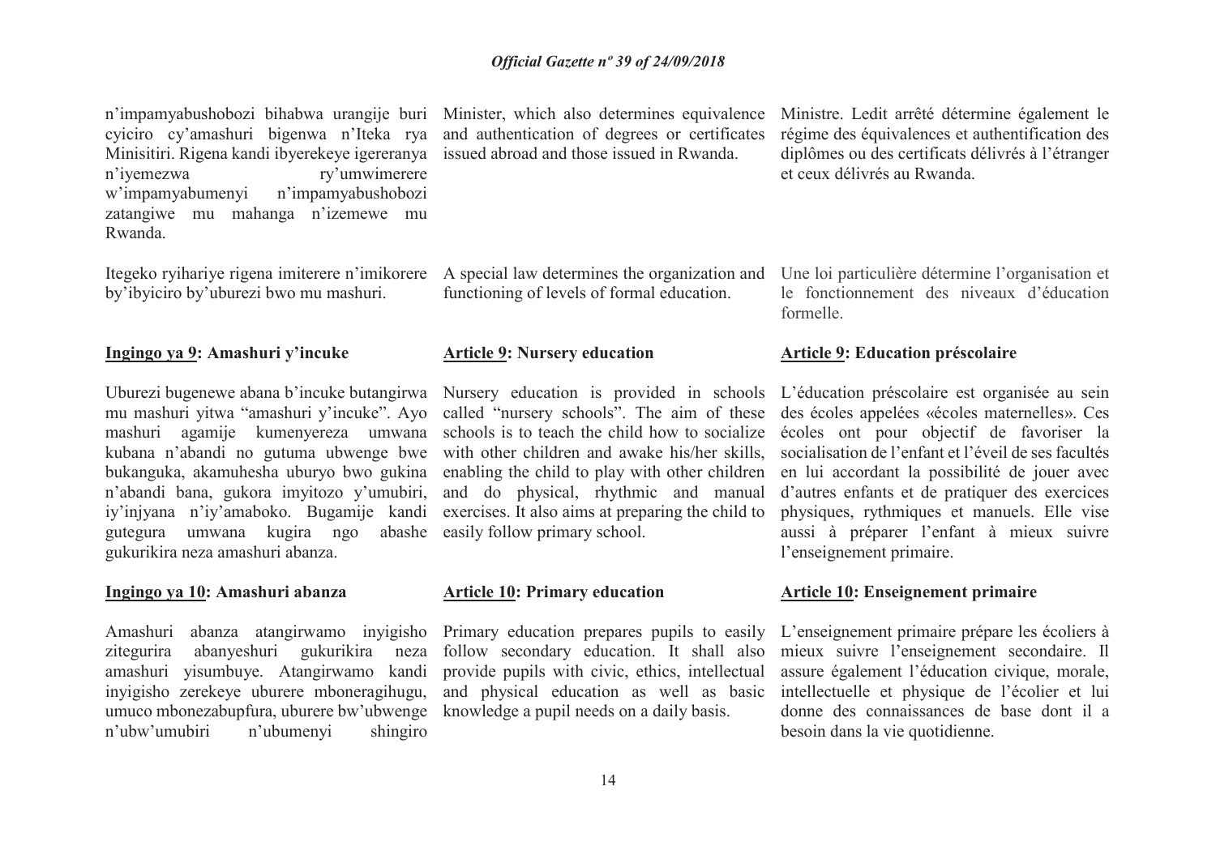n'impamyabushobozi bihabwa urangije buri cyiciro cy'amashuri bigenwa n'Iteka rya Minisitiri. Rigena kandi ibyerekeye igereranya n'iyemezwa ry'umwimerere w'impamyabumenyi n'impamyabushobozi zatangiwe mu mahanga n'izemewe mu Rwanda.

Itegeko ryihariye rigena imiterere n'imikorere by'ibyiciro by'uburezi bwo mu mashuri.

**Ingingo ya 9: Amashuri y'incuke**

Uburezi bugenewe abana b'incuke butangirwa mu mashuri yitwa "amashuri y'incuke". Ayo mashuri agamije kumenyereza umwana kubana n'abandi no gutuma ubwenge bwe bukanguka, akamuhesha uburyo bwo gukina n'abandi bana, gukora imyitozo y'umubiri, iy'injyana n'iy'amaboko. Bugamije kandi gutegura umwana kugira ngo abashe gukurikira neza amashuri abanza.

**Ingingo ya 10: Amashuri abanza**

Amashuri abanza atangirwamo inyigisho zitegurira abanyeshuri gukurikira neza amashuri yisumbuye. Atangirwamo kandi inyigisho zerekeye uburere mboneragihugu, umuco mbonezabupfura, uburere bw'ubwenge n'ubw'umubiri n'ubumenyi shingiro

Minister, which also determines equivalence and authentication of degrees or certificates issued abroad and those issued in Rwanda.

A special law determines the organization and functioning of levels of formal education.

**Article 9: Nursery education**

Nursery education is provided in schools called "nursery schools". The aim of these schools is to teach the child how to socialize with other children and awake his/her skills, enabling the child to play with other children and do physical, rhythmic and manual exercises. It also aims at preparing the child to easily follow primary school.

**Article 10: Primary education**

Primary education prepares pupils to easily follow secondary education. It shall also provide pupils with civic, ethics, intellectual and physical education as well as basic knowledge a pupil needs on a daily basis.

Ministre. Ledit arrêté détermine également le régime des équivalences et authentification des diplômes ou des certificats délivrés à l'étranger et ceux délivrés au Rwanda.

Une loi particulière détermine l'organisation et le fonctionnement des niveaux d'éducation formelle.

**Article 9: Education préscolaire**

L'éducation préscolaire est organisée au sein des écoles appelées «écoles maternelles». Ces écoles ont pour objectif de favoriser la socialisation de l'enfant et l'éveil de ses facultés en lui accordant la possibilité de jouer avec d'autres enfants et de pratiquer des exercices physiques, rythmiques et manuels. Elle vise aussi à préparer l'enfant à mieux suivre l'enseignement primaire.

**Article 10: Enseignement primaire**

L'enseignement primaire prépare les écoliers à mieux suivre l'enseignement secondaire. Il assure également l'éducation civique, morale, intellectuelle et physique de l'écolier et lui donne des connaissances de base dont il a besoin dans la vie quotidienne.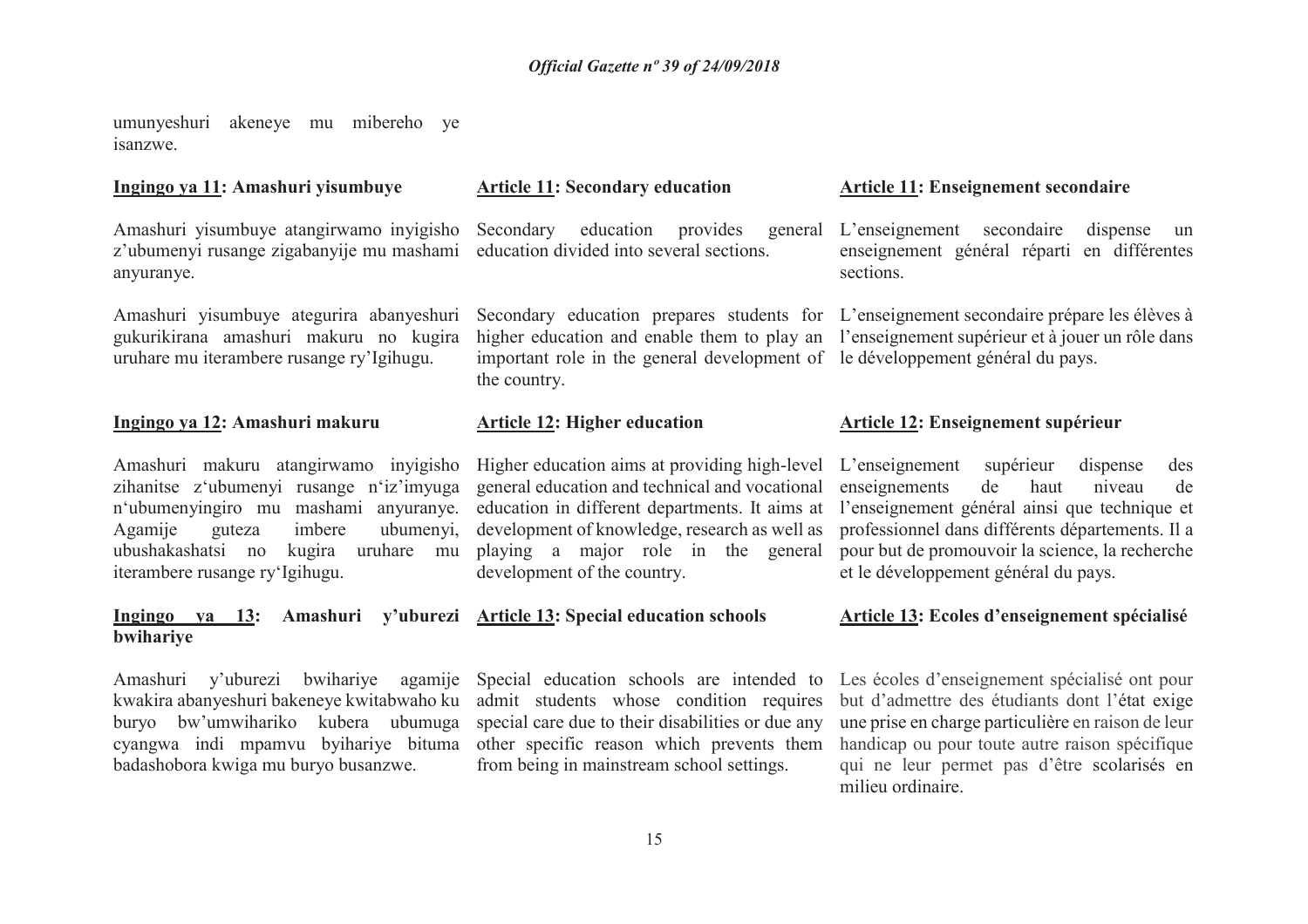umunyeshuri akeneye mu mibereho ye isanzwe.

**Ingingo ya 11: Amashuri yisumbuye**

Amashuri yisumbuye atangirwamo inyigisho z'ubumenyi rusange zigabanyije mu mashami anyuranye.

Amashuri yisumbuye ategurira abanyeshuri gukurikirana amashuri makuru no kugira uruhare mu iterambere rusange ry'Igihugu.

**Ingingo ya 12: Amashuri makuru**

Amashuri makuru atangirwamo inyigisho zihanitse z'ubumenyi rusange n'iz'imyuga n'ubumenyingiro mu mashami anyuranye. Agamije guteza imbere ubumenyi, ubushakashatsi no kugira uruhare mu iterambere rusange ry'Igihugu.

**Ingingo ya 13: Amashuri y'uburezi bwihariye**

Amashuri y'uburezi bwihariye agamije kwakira abanyeshuri bakeneye kwitabwaho ku buryo bw'umwihariko kubera ubumuga cyangwa indi mpamvu byihariye bituma badashobora kwiga mu buryo busanzwe.

**Article 11: Secondary education**

Secondary education provides general education divided into several sections.

Secondary education prepares students for higher education and enable them to play an important role in the general development of the country.

**Article 12: Higher education**

Higher education aims at providing high-level general education and technical and vocational education in different departments. It aims at development of knowledge, research as well as playing a major role in the general development of the country.

**Article 13: Special education schools**

Special education schools are intended to admit students whose condition requires special care due to their disabilities or due any other specific reason which prevents them from being in mainstream school settings.

**Article 11: Enseignement secondaire**

L'enseignement secondaire dispense un enseignement général réparti en différentes sections.

L'enseignement secondaire prépare les élèves à l'enseignement supérieur et à jouer un rôle dans le développement général du pays.

**Article 12: Enseignement supérieur**

L'enseignement supérieur dispense des enseignements de haut niveau de l'enseignement général ainsi que technique et professionnel dans différents départements. Il a pour but de promouvoir la science, la recherche et le développement général du pays.

**Article 13: Ecoles d'enseignement spécialisé**

Les écoles d'enseignement spécialisé ont pour but d'admettre des étudiants dont l'état exige une prise en charge particulière en raison de leur handicap ou pour toute autre raison spécifique qui ne leur permet pas d'être scolarisés en milieu ordinaire.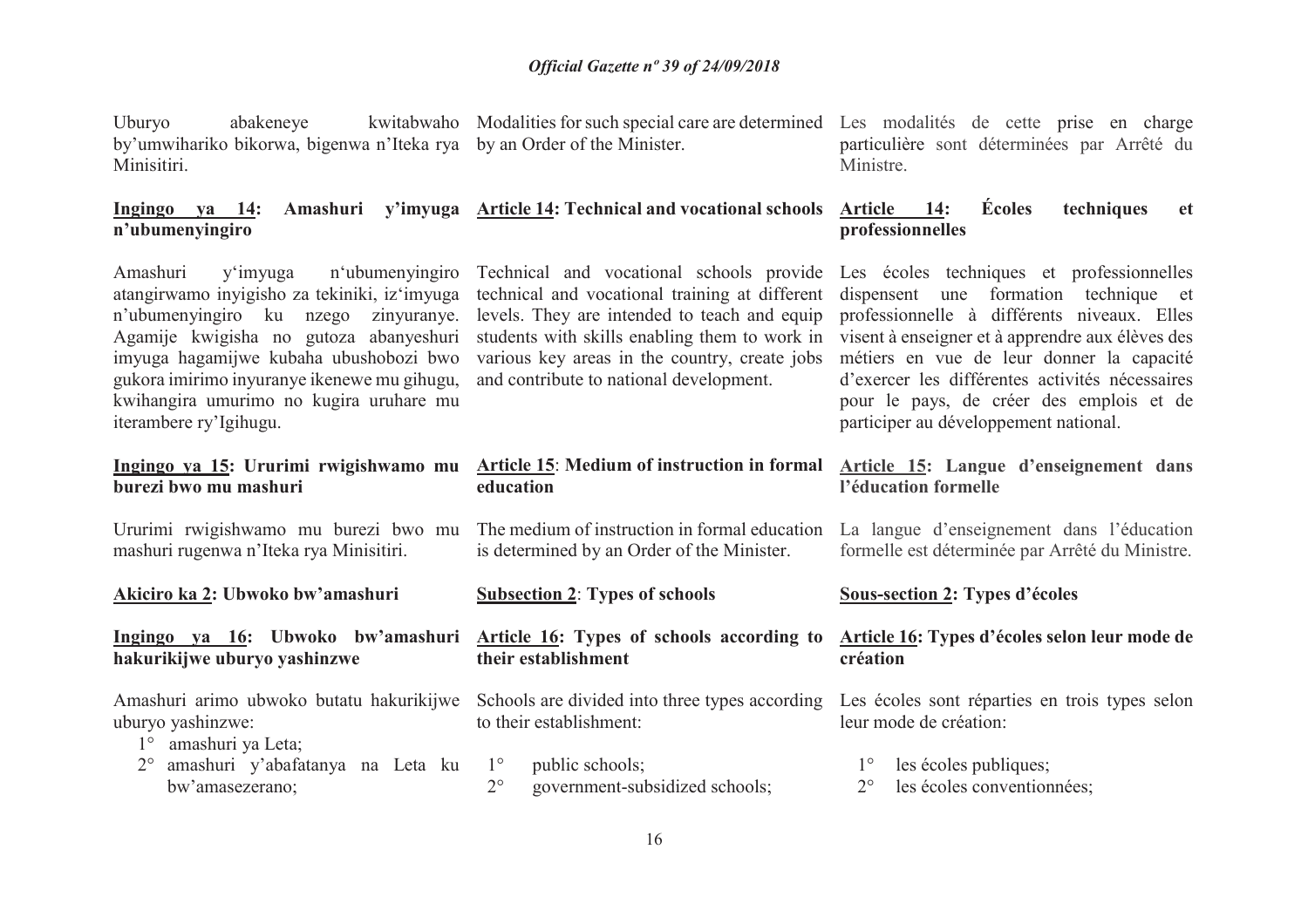Uburyo abakeneye kwitabwaho by'umwihariko bikorwa, bigenwa n'Iteka rya Minisitiri.

**Ingingo ya 14: Amashuri y'imyuga n'ubumenyingiro**

Amashuri y'imyuga n'ubumenyingiro atangirwamo inyigisho za tekiniki, iz'imyuga n'ubumenyingiro ku nzego zinyuranye. Agamije kwigisha no gutoza abanyeshuri imyuga hagamijwe kubaha ubushobozi bwo gukora imirimo inyuranye ikenewe mu gihugu, kwihangira umurimo no kugira uruhare mu iterambere ry'Igihugu.

**Ingingo ya 15: Ururimi rwigishwamo mu burezi bwo mu mashuri**

Ururimi rwigishwamo mu burezi bwo mu mashuri rugenwa n'Iteka rya Minisitiri.

**Akiciro ka 2: Ubwoko bw'amashuri**

**Ingingo ya 16: Ubwoko bw'amashuri hakurikijwe uburyo yashinzwe**

Amashuri arimo ubwoko butatu hakurikijwe uburyo yashinzwe:

1° amashuri ya Leta;
2° amashuri y'abafatanya na Leta ku bw'amasezerano;

Modalities for such special care are determined by an Order of the Minister.

**Article 14: Technical and vocational schools**

Technical and vocational schools provide technical and vocational training at different levels. They are intended to teach and equip students with skills enabling them to work in various key areas in the country, create jobs and contribute to national development.

**Article 15: Medium of instruction in formal education**

The medium of instruction in formal education is determined by an Order of the Minister.

**Subsection 2: Types of schools**

**Article 16: Types of schools according to their establishment**

Schools are divided into three types according to their establishment:

1° public schools;
2° government-subsidized schools;

Les modalités de cette prise en charge particulière sont déterminées par Arrêté du Ministre.

**Article 14: Écoles techniques et professionnelles**

Les écoles techniques et professionnelles dispensent une formation technique et professionnelle à différents niveaux. Elles visent à enseigner et à apprendre aux élèves des métiers en vue de leur donner la capacité d'exercer les différentes activités nécessaires pour le pays, de créer des emplois et de participer au développement national.

**Article 15: Langue d'enseignement dans l'éducation formelle**

La langue d'enseignement dans l'éducation formelle est déterminée par Arrêté du Ministre.

**Sous-section 2: Types d'écoles**

**Article 16: Types d'écoles selon leur mode de création**

Les écoles sont réparties en trois types selon leur mode de création:

1° les écoles publiques;
2° les écoles conventionnées;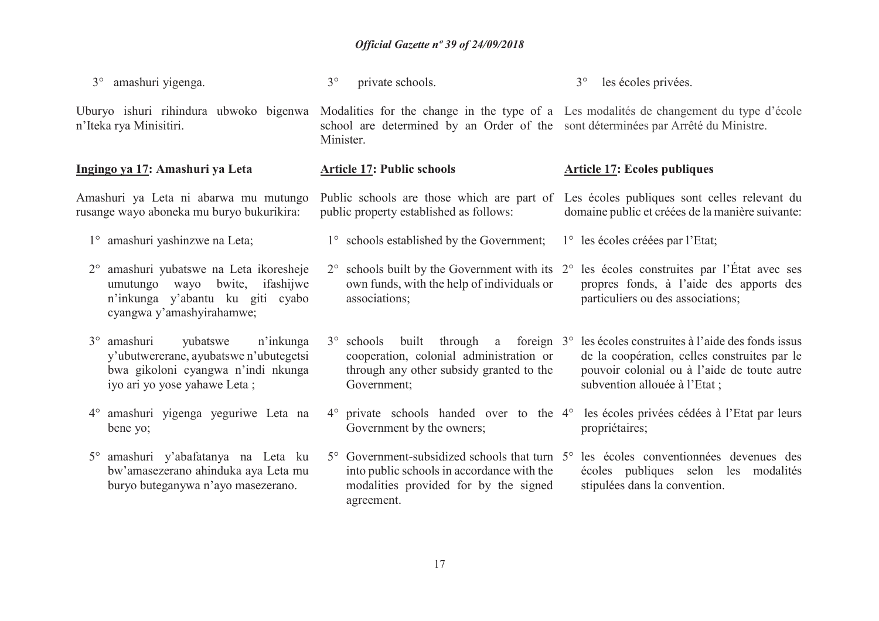3° amashuri yigenga.

Uburyo ishuri rihindura ubwoko bigenwa n'Iteka rya Minisitiri.

**Ingingo ya 17: Amashuri ya Leta**

Amashuri ya Leta ni abarwa mu mutungo rusange wayo aboneka mu buryo bukurikira:

1° amashuri yashinzwe na Leta;

2° amashuri yubatswe na Leta ikoresheje umutungo wayo bwite, ifashijwe n'inkunga y'abantu ku giti cyabo cyangwa y'amashyirahamwe;

3° amashuri yubatswe n'inkunga y'ubutwererane, ayubatswe n'ubutegetsi bwa gikoloni cyangwa n'indi nkunga iyo ari yo yose yahawe Leta ;

4° amashuri yigenga yeguriwe Leta na bene yo;

5° amashuri y'abafatanya na Leta ku bw'amasezerano ahinduka aya Leta mu buryo buteganywa n'ayo masezerano.

3° private schools.

Modalities for the change in the type of a school are determined by an Order of the Minister.

**Article 17: Public schools**

Public schools are those which are part of public property established as follows:

1° schools established by the Government;

2° schools built by the Government with its own funds, with the help of individuals or associations;

3° schools built through a foreign cooperation, colonial administration or through any other subsidy granted to the Government;

4° private schools handed over to the Government by the owners;

5° Government-subsidized schools that turn into public schools in accordance with the modalities provided for by the signed agreement.

3° les écoles privées.

Les modalités de changement du type d'école sont déterminées par Arrêté du Ministre.

**Article 17: Ecoles publiques**

Les écoles publiques sont celles relevant du domaine public et créées de la manière suivante:

1° les écoles créées par l'Etat;

2° les écoles construites par l'État avec ses propres fonds, à l'aide des apports des particuliers ou des associations;

3° les écoles construites à l'aide des fonds issus de la coopération, celles construites par le pouvoir colonial ou à l'aide de toute autre subvention allouée à l'Etat ;

4° les écoles privées cédées à l'Etat par leurs propriétaires;

5° les écoles conventionnées devenues des écoles publiques selon les modalités stipulées dans la convention.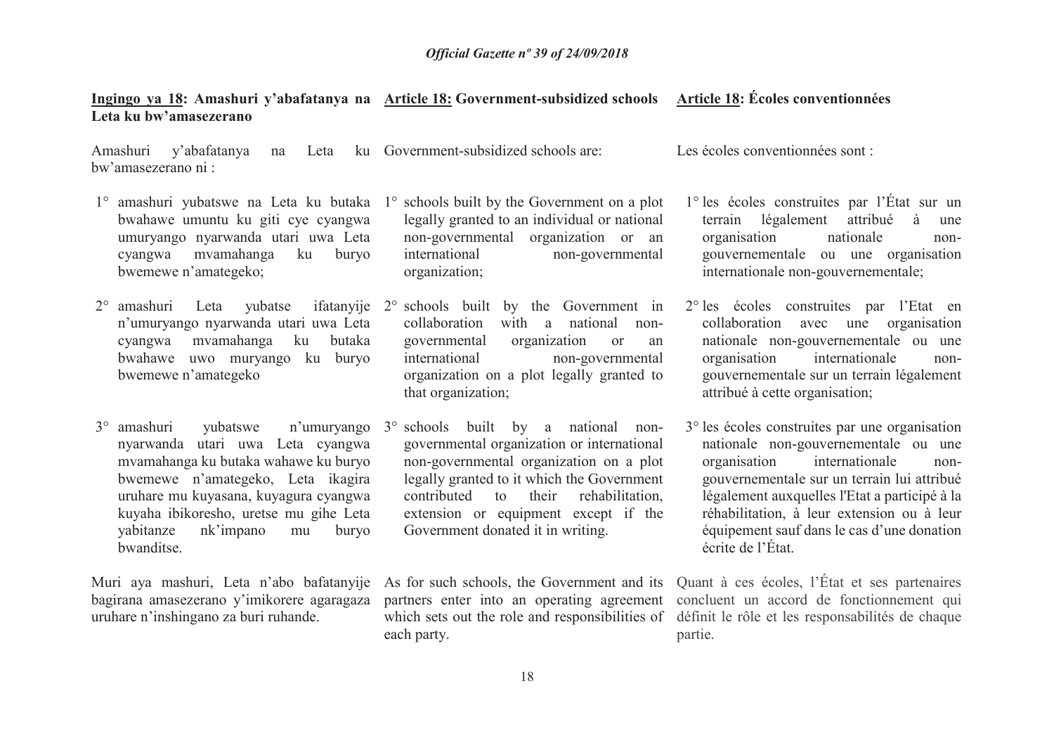**Ingingo ya 18: Amashuri y'abafatanya na Leta ku bw'amasezerano**

Amashuri y'abafatanya na Leta ku bw'amasezerano ni :

1° amashuri yubatswe na Leta ku butaka bwahawe umuntu ku giti cye cyangwa umuryango nyarwanda utari uwa Leta cyangwa mvamahanga ku buryo bwemewe n'amategeko;

2° amashuri Leta yubatse ifatanyije n'umuryango nyarwanda utari uwa Leta cyangwa mvamahanga ku butaka bwahawe uwo muryango ku buryo bwemewe n'amategeko

3° amashuri yubatswe n'umuryango nyarwanda utari uwa Leta cyangwa mvamahanga ku butaka wahawe ku buryo bwemewe n'amategeko, Leta ikagira uruhare mu kuyasana, kuyagura cyangwa kuyaha ibikoresho, uretse mu gihe Leta yabitanze nk'impano mu buryo bwanditse.

Muri aya mashuri, Leta n'abo bafatanyije bagirana amasezerano y'imikorere agaragaza uruhare n'inshingano za buri ruhande.

**Article 18: Government-subsidized schools**

Government-subsidized schools are:

1° schools built by the Government on a plot legally granted to an individual or national non-governmental organization or an international non-governmental organization;

2° schools built by the Government in collaboration with a national non-governmental organization or an international non-governmental organization on a plot legally granted to that organization;

3° schools built by a national non-governmental organization or international non-governmental organization on a plot legally granted to it which the Government contributed to their rehabilitation, extension or equipment except if the Government donated it in writing.

As for such schools, the Government and its partners enter into an operating agreement which sets out the role and responsibilities of each party.

**Article 18: Écoles conventionnées**

Les écoles conventionnées sont :

1° les écoles construites par l'État sur un terrain légalement attribué à une organisation nationale non-gouvernementale ou une organisation internationale non-gouvernementale;

2° les écoles construites par l'Etat en collaboration avec une organisation nationale non-gouvernementale ou une organisation internationale non-gouvernementale sur un terrain légalement attribué à cette organisation;

3° les écoles construites par une organisation nationale non-gouvernementale ou une organisation internationale non-gouvernementale sur un terrain lui attribué légalement auxquelles l'Etat a participé à la réhabilitation, à leur extension ou à leur équipement sauf dans le cas d'une donation écrite de l'État.

Quant à ces écoles, l'État et ses partenaires concluent un accord de fonctionnement qui définit le rôle et les responsabilités de chaque partie.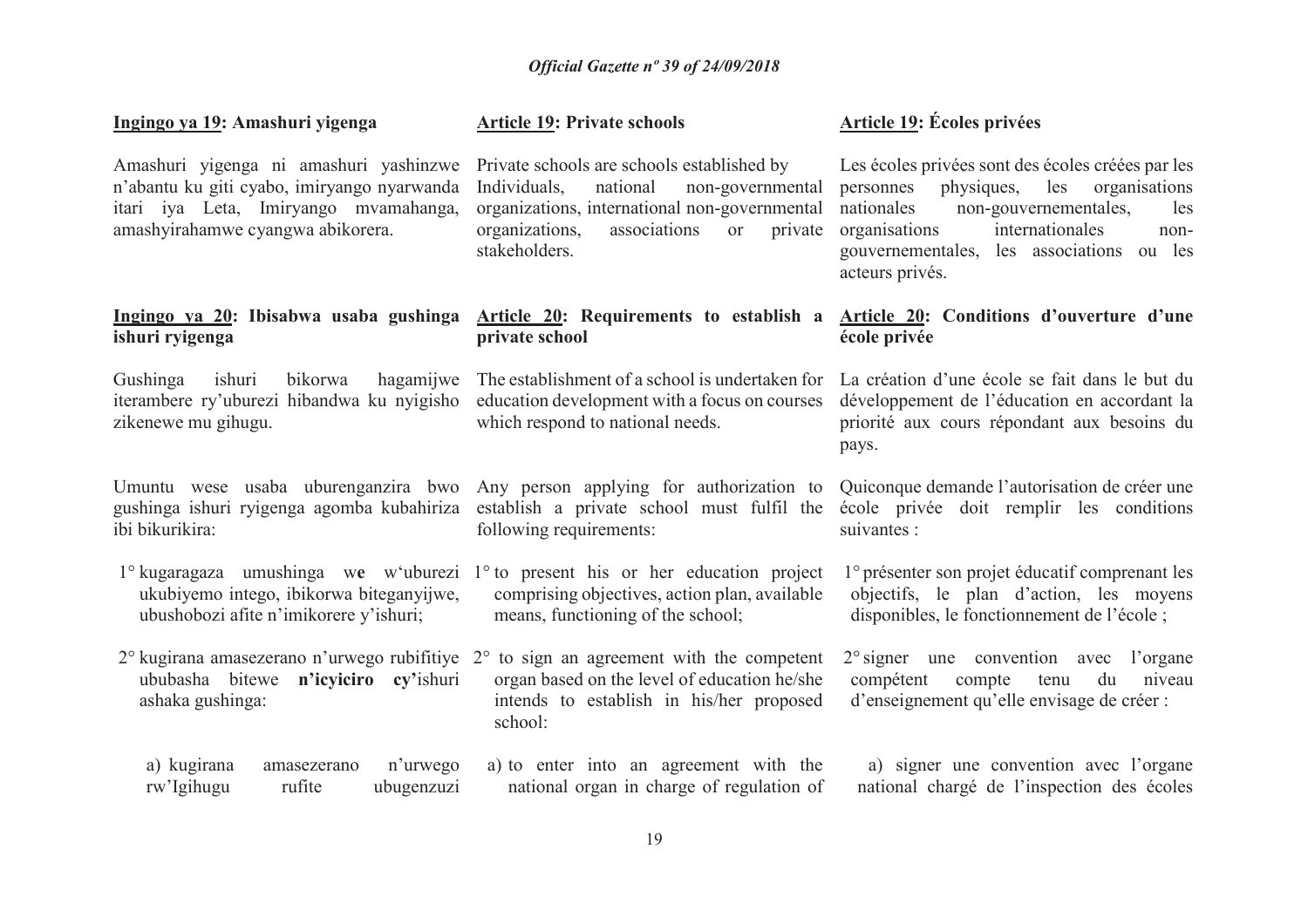**Ingingo ya 19: Amashuri yigenga**

Amashuri yigenga ni amashuri yashinzwe n'abantu ku giti cyabo, imiryango nyarwanda itari iya Leta, Imiryango mvamahanga, amashyirahamwe cyangwa abikorera.

**Ingingo ya 20: Ibisabwa usaba gushinga ishuri ryigenga**

Gushinga ishuri bikorwa hagamijwe iterambere ry'uburezi hibandwa ku nyigisho zikenewe mu gihugu.

Umuntu wese usaba uburenganzira bwo gushinga ishuri ryigenga agomba kubahiriza ibi bikurikira:

1° kugaragaza umushinga we w'uburezi ukubiyemo intego, ibikorwa biteganyijwe, ubushobozi afite n'imikorere y'ishuri;

2° kugirana amasezerano n'urwego rubifitiye ububasha bitewe **n'icyiciro cy'**ishuri ashaka gushinga:

a) kugirana amasezerano n'urwego rw'Igihugu rufite ubugenzuzi

**Article 19: Private schools**

Private schools are schools established by Individuals, national non-governmental organizations, international non-governmental organizations, associations or private stakeholders.

**Article 20: Requirements to establish a private school**

The establishment of a school is undertaken for education development with a focus on courses which respond to national needs.

Any person applying for authorization to establish a private school must fulfil the following requirements:

1° to present his or her education project comprising objectives, action plan, available means, functioning of the school;

2° to sign an agreement with the competent organ based on the level of education he/she intends to establish in his/her proposed school:

a) to enter into an agreement with the national organ in charge of regulation of

**Article 19: Écoles privées**

Les écoles privées sont des écoles créées par les personnes physiques, les organisations nationales non-gouvernementales, les organisations internationales non-gouvernementales, les associations ou les acteurs privés.

**Article 20: Conditions d'ouverture d'une école privée**

La création d'une école se fait dans le but du développement de l'éducation en accordant la priorité aux cours répondant aux besoins du pays.

Quiconque demande l'autorisation de créer une école privée doit remplir les conditions suivantes :

1° présenter son projet éducatif comprenant les objectifs, le plan d'action, les moyens disponibles, le fonctionnement de l'école ;

2° signer une convention avec l'organe compétent compte tenu du niveau d'enseignement qu'elle envisage de créer :

a) signer une convention avec l'organe national chargé de l'inspection des écoles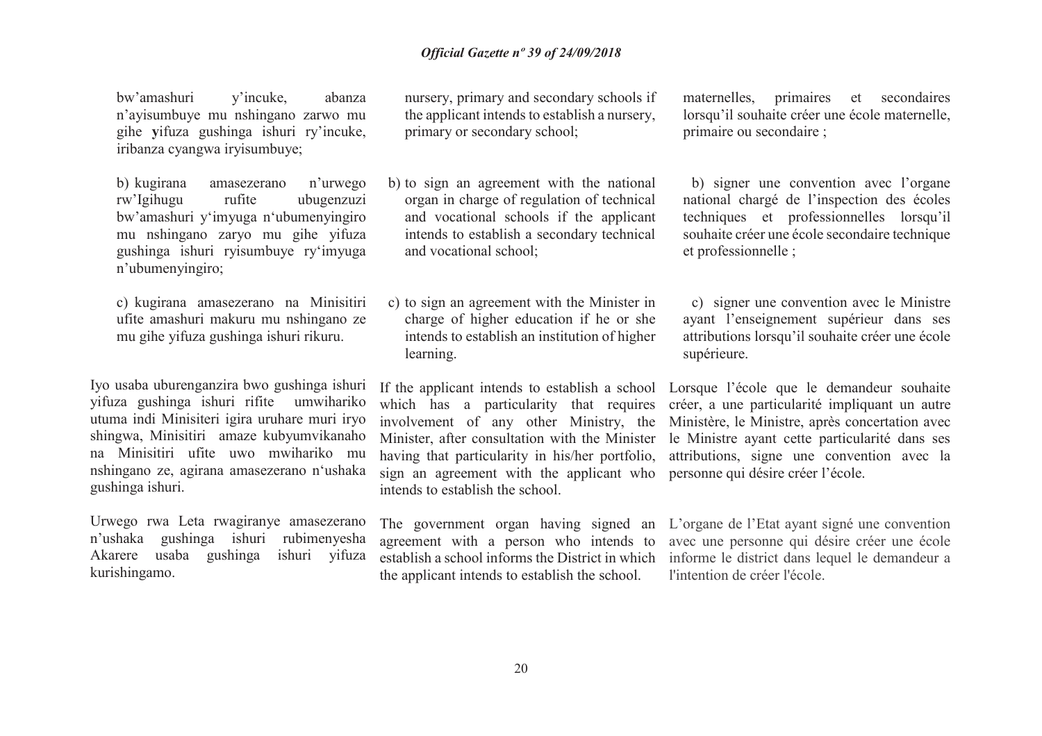bw'amashuri y'incuke, abanza n'ayisumbuye mu nshingano zarwo mu gihe **y**ifuza gushinga ishuri ry'incuke, iribanza cyangwa iryisumbuye;

b) kugirana amasezerano n'urwego rw'Igihugu rufite ubugenzuzi bw'amashuri y'imyuga n'ubumenyingiro mu nshingano zaryo mu gihe yifuza gushinga ishuri ryisumbuye ry'imyuga n'ubumenyingiro;

c) kugirana amasezerano na Minisitiri ufite amashuri makuru mu nshingano ze mu gihe yifuza gushinga ishuri rikuru.

Iyo usaba uburenganzira bwo gushinga ishuri yifuza gushinga ishuri rifite umwihariko utuma indi Minisiteri igira uruhare muri iryo shingwa, Minisitiri amaze kubyumvikanaho na Minisitiri ufite uwo mwihariko mu nshingano ze, agirana amasezerano n'ushaka gushinga ishuri.

Urwego rwa Leta rwagiranye amasezerano n'ushaka gushinga ishuri rubimenyesha Akarere usaba gushinga ishuri yifuza kurishingamo.

nursery, primary and secondary schools if the applicant intends to establish a nursery, primary or secondary school;

b) to sign an agreement with the national organ in charge of regulation of technical and vocational schools if the applicant intends to establish a secondary technical and vocational school;

c) to sign an agreement with the Minister in charge of higher education if he or she intends to establish an institution of higher learning.

If the applicant intends to establish a school which has a particularity that requires involvement of any other Ministry, the Minister, after consultation with the Minister having that particularity in his/her portfolio, sign an agreement with the applicant who intends to establish the school.

The government organ having signed an agreement with a person who intends to establish a school informs the District in which the applicant intends to establish the school.

maternelles, primaires et secondaires lorsqu'il souhaite créer une école maternelle, primaire ou secondaire ;

b) signer une convention avec l'organe national chargé de l'inspection des écoles techniques et professionnelles lorsqu'il souhaite créer une école secondaire technique et professionnelle ;

c) signer une convention avec le Ministre ayant l'enseignement supérieur dans ses attributions lorsqu'il souhaite créer une école supérieure.

Lorsque l'école que le demandeur souhaite créer, a une particularité impliquant un autre Ministère, le Ministre, après concertation avec le Ministre ayant cette particularité dans ses attributions, signe une convention avec la personne qui désire créer l'école.

L'organe de l'Etat ayant signé une convention avec une personne qui désire créer une école informe le district dans lequel le demandeur a l'intention de créer l'école.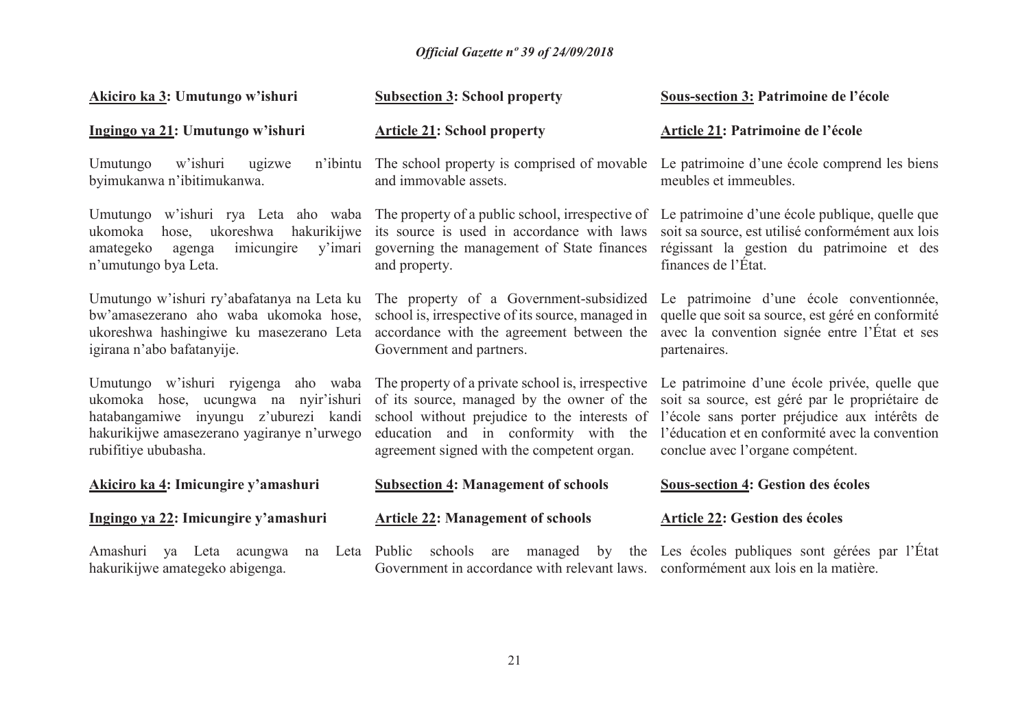**Akiciro ka 3: Umutungo w'ishuri**

**Ingingo ya 21: Umutungo w'ishuri**

Umutungo w'ishuri ugizwe n'ibintu byimukanwa n'ibitimukanwa.

Umutungo w'ishuri rya Leta aho waba ukomoka hose, ukoreshwa hakurikijwe amategeko agenga imicungire y'imari n'umutungo bya Leta.

Umutungo w'ishuri ry'abafatanya na Leta ku bw'amasezerano aho waba ukomoka hose, ukoreshwa hashingiwe ku masezerano Leta igirana n'abo bafatanyije.

Umutungo w'ishuri ryigenga aho waba ukomoka hose, ucungwa na nyir'ishuri hatabangamiwe inyungu z'uburezi kandi hakurikijwe amasezerano yagiranye n'urwego rubifitiye ububasha.

**Akiciro ka 4: Imicungire y'amashuri**

**Ingingo ya 22: Imicungire y'amashuri**

Amashuri ya Leta acungwa na Leta hakurikijwe amategeko abigenga.

**Subsection 3: School property**

**Article 21: School property**

The school property is comprised of movable and immovable assets.

The property of a public school, irrespective of its source is used in accordance with laws governing the management of State finances and property.

The property of a Government-subsidized school is, irrespective of its source, managed in accordance with the agreement between the Government and partners.

The property of a private school is, irrespective of its source, managed by the owner of the school without prejudice to the interests of education and in conformity with the agreement signed with the competent organ.

**Subsection 4: Management of schools**

**Article 22: Management of schools**

Public schools are managed by the Government in accordance with relevant laws.

**Sous-section 3: Patrimoine de l'école**

**Article 21: Patrimoine de l'école**

Le patrimoine d'une école comprend les biens meubles et immeubles.

Le patrimoine d'une école publique, quelle que soit sa source, est utilisé conformément aux lois régissant la gestion du patrimoine et des finances de l'État.

Le patrimoine d'une école conventionnée, quelle que soit sa source, est géré en conformité avec la convention signée entre l'État et ses partenaires.

Le patrimoine d'une école privée, quelle que soit sa source, est géré par le propriétaire de l'école sans porter préjudice aux intérêts de l'éducation et en conformité avec la convention conclue avec l'organe compétent.

**Sous-section 4: Gestion des écoles**

**Article 22: Gestion des écoles**

Les écoles publiques sont gérées par l'État conformément aux lois en la matière.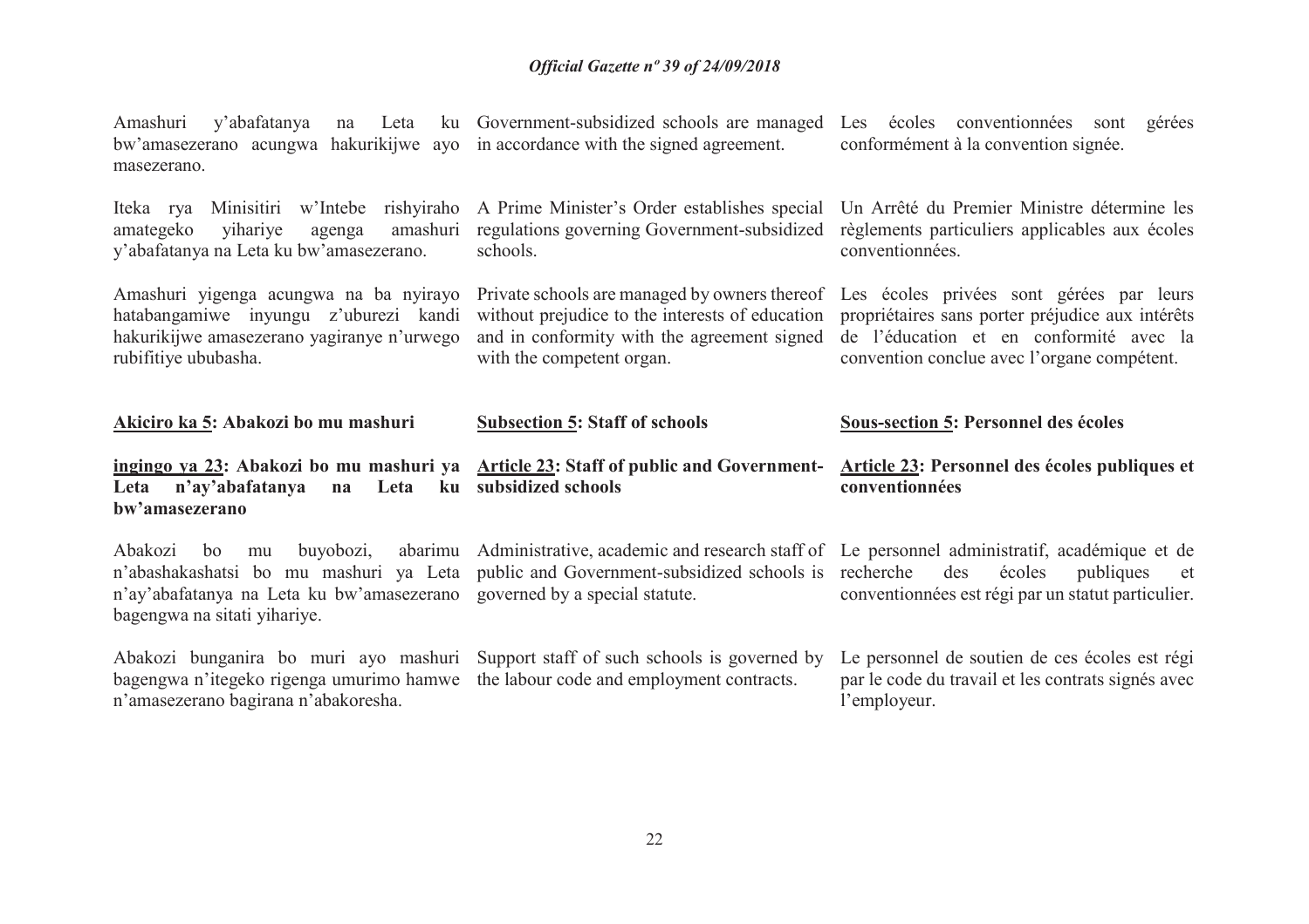Amashuri y'abafatanya na Leta ku bw'amasezerano acungwa hakurikijwe ayo masezerano.

Iteka rya Minisitiri w'Intebe rishyiraho amategeko yihariye agenga amashuri y'abafatanya na Leta ku bw'amasezerano.

Amashuri yigenga acungwa na ba nyirayo hatabangamiwe inyungu z'uburezi kandi hakurikijwe amasezerano yagiranye n'urwego rubifitiye ububasha.

**Akiciro ka 5: Abakozi bo mu mashuri**

**ingingo ya 23: Abakozi bo mu mashuri ya Leta n'ay'abafatanya na Leta ku bw'amasezerano**

Abakozi bo mu buyobozi, abarimu n'abashakashatsi bo mu mashuri ya Leta n'ay'abafatanya na Leta ku bw'amasezerano bagengwa na sitati yihariye.

Abakozi bunganira bo muri ayo mashuri bagengwa n'itegeko rigenga umurimo hamwe n'amasezerano bagirana n'abakoresha.

Government-subsidized schools are managed in accordance with the signed agreement.

A Prime Minister's Order establishes special regulations governing Government-subsidized schools.

Private schools are managed by owners thereof without prejudice to the interests of education and in conformity with the agreement signed with the competent organ.

**Subsection 5: Staff of schools**

**Article 23: Staff of public and Government-subsidized schools**

Administrative, academic and research staff of public and Government-subsidized schools is governed by a special statute.

Support staff of such schools is governed by the labour code and employment contracts.

Les écoles conventionnées sont gérées conformément à la convention signée.

Un Arrêté du Premier Ministre détermine les règlements particuliers applicables aux écoles conventionnées.

Les écoles privées sont gérées par leurs propriétaires sans porter préjudice aux intérêts de l'éducation et en conformité avec la convention conclue avec l'organe compétent.

**Sous-section 5: Personnel des écoles**

**Article 23: Personnel des écoles publiques et conventionnées**

Le personnel administratif, académique et de recherche des écoles publiques et conventionnées est régi par un statut particulier.

Le personnel de soutien de ces écoles est régi par le code du travail et les contrats signés avec l'employeur.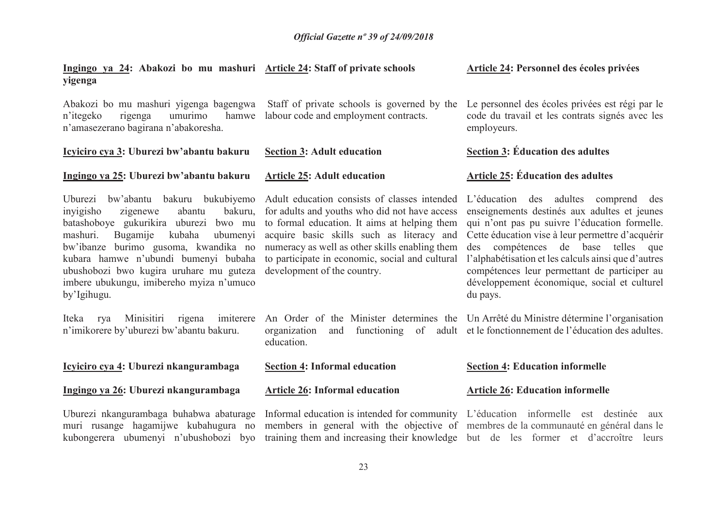**Ingingo ya 24: Abakozi bo mu mashuri yigenga**

Abakozi bo mu mashuri yigenga bagengwa n'itegeko rigenga umurimo hamwe n'amasezerano bagirana n'abakoresha.

**Icyiciro cya 3: Uburezi bw'abantu bakuru**

**Ingingo ya 25: Uburezi bw'abantu bakuru**

Uburezi bw'abantu bakuru bukubiyemo inyigisho zigenewe abantu bakuru, batashoboye gukurikira uburezi bwo mu mashuri. Bugamije kubaha ubumenyi bw'ibanze burimo gusoma, kwandika no kubara hamwe n'ubundi bumenyi bubaha ubushobozi bwo kugira uruhare mu guteza imbere ubukungu, imibereho myiza n'umuco by'Igihugu.

Iteka rya Minisitiri rigena imiterere n'imikorere by'uburezi bw'abantu bakuru.

**Icyiciro cya 4: Uburezi nkangurambaga**

**Ingingo ya 26: Uburezi nkangurambaga**

Uburezi nkangurambaga buhabwa abaturage muri rusange hagamijwe kubahugura no kubongerera ubumenyi n'ubushobozi byo

**Article 24: Staff of private schools**

Staff of private schools is governed by the labour code and employment contracts.

**Section 3: Adult education**

**Article 25: Adult education**

Adult education consists of classes intended for adults and youths who did not have access to formal education. It aims at helping them acquire basic skills such as literacy and numeracy as well as other skills enabling them to participate in economic, social and cultural development of the country.

An Order of the Minister determines the organization and functioning of adult education.

**Section 4: Informal education**

**Article 26: Informal education**

Informal education is intended for community members in general with the objective of training them and increasing their knowledge

**Article 24: Personnel des écoles privées**

Le personnel des écoles privées est régi par le code du travail et les contrats signés avec les employeurs.

**Section 3: Éducation des adultes**

**Article 25: Éducation des adultes**

L'éducation des adultes comprend des enseignements destinés aux adultes et jeunes qui n'ont pas pu suivre l'éducation formelle. Cette éducation vise à leur permettre d'acquérir des compétences de base telles que l'alphabétisation et les calculs ainsi que d'autres compétences leur permettant de participer au développement économique, social et culturel du pays.

Un Arrêté du Ministre détermine l'organisation et le fonctionnement de l'éducation des adultes.

**Section 4: Education informelle**

**Article 26: Education informelle**

L'éducation informelle est destinée aux membres de la communauté en général dans le but de les former et d'accroître leurs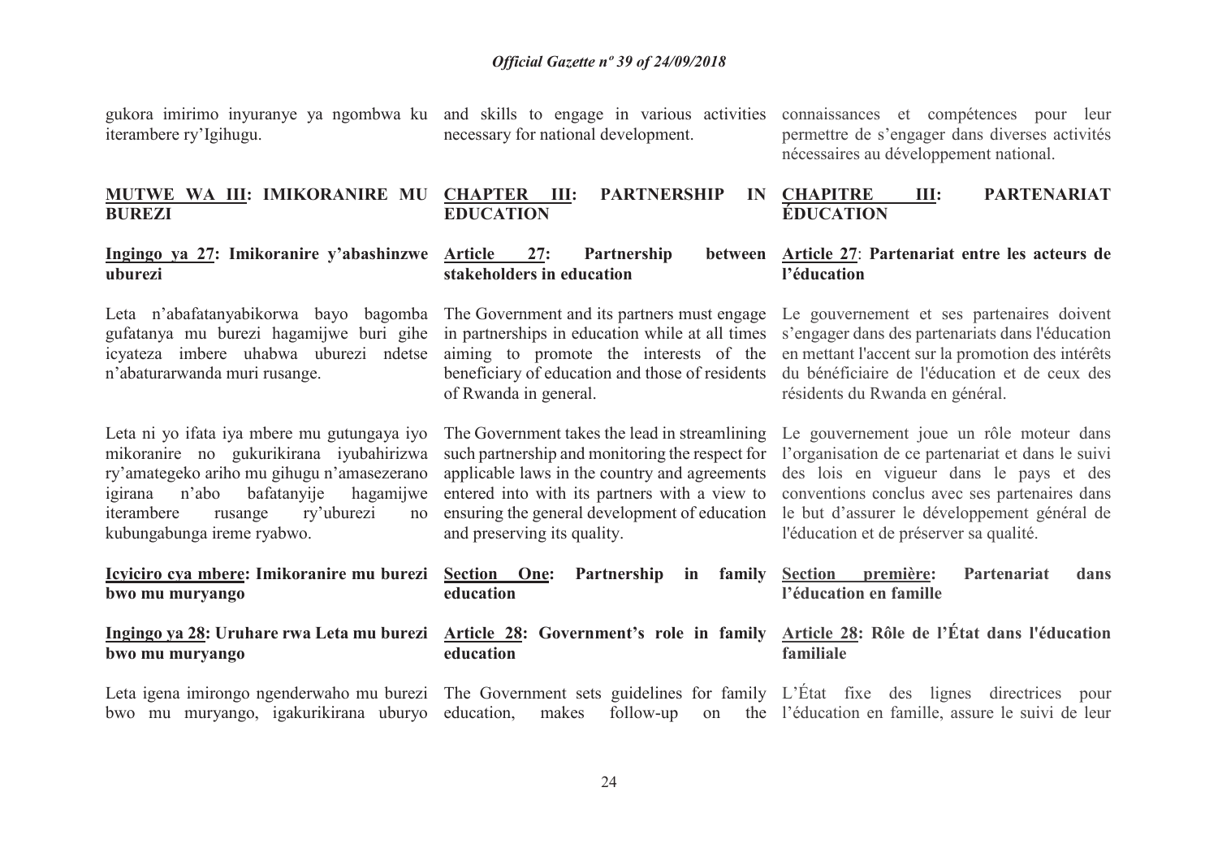gukora imirimo inyuranye ya ngombwa ku iterambere ry'Igihugu.

and skills to engage in various activities necessary for national development.

connaissances et compétences pour leur permettre de s'engager dans diverses activités nécessaires au développement national.

## MUTWE WA III: IMIKORANIRE MU BUREZI

## CHAPTER III: PARTNERSHIP IN EDUCATION

## CHAPITRE III: PARTENARIAT ÉDUCATION

**Ingingo ya 27: Imikoranire y'abashinzwe uburezi**

**Article 27: Partnership between stakeholders in education**

**Article 27: Partenariat entre les acteurs de l'éducation**

Leta n'abafatanyabikorwa bayo bagomba gufatanya mu burezi hagamijwe buri gihe icyateza imbere uhabwa uburezi ndetse n'abaturarwanda muri rusange.

Leta ni yo ifata iya mbere mu gutungaya iyo mikoranire no gukurikirana iyubahirizwa ry'amategeko ariho mu gihugu n'amasezerano igirana n'abo bafatanyije hagamijwe iterambere rusange ry'uburezi no kubungabunga ireme ryabwo.

The Government and its partners must engage in partnerships in education while at all times aiming to promote the interests of the beneficiary of education and those of residents of Rwanda in general.

The Government takes the lead in streamlining such partnership and monitoring the respect for applicable laws in the country and agreements entered into with its partners with a view to ensuring the general development of education and preserving its quality.

Le gouvernement et ses partenaires doivent s'engager dans des partenariats dans l'éducation en mettant l'accent sur la promotion des intérêts du bénéficiaire de l'éducation et de ceux des résidents du Rwanda en général.

Le gouvernement joue un rôle moteur dans l'organisation de ce partenariat et dans le suivi des lois en vigueur dans le pays et des conventions conclus avec ses partenaires dans le but d'assurer le développement général de l'éducation et de préserver sa qualité.

### Icyiciro cya mbere: Imikoranire mu burezi bwo mu muryango

### Section One: Partnership in family education

### Section première: Partenariat dans l'éducation en famille

**Ingingo ya 28: Uruhare rwa Leta mu burezi bwo mu muryango**

**Article 28: Government's role in family education**

**Article 28: Rôle de l'État dans l'éducation familiale**

Leta igena imirongo ngenderwaho mu burezi bwo mu muryango, igakurikirana uburyo

The Government sets guidelines for family education, makes follow-up on the

L'État fixe des lignes directrices pour l'éducation en famille, assure le suivi de leur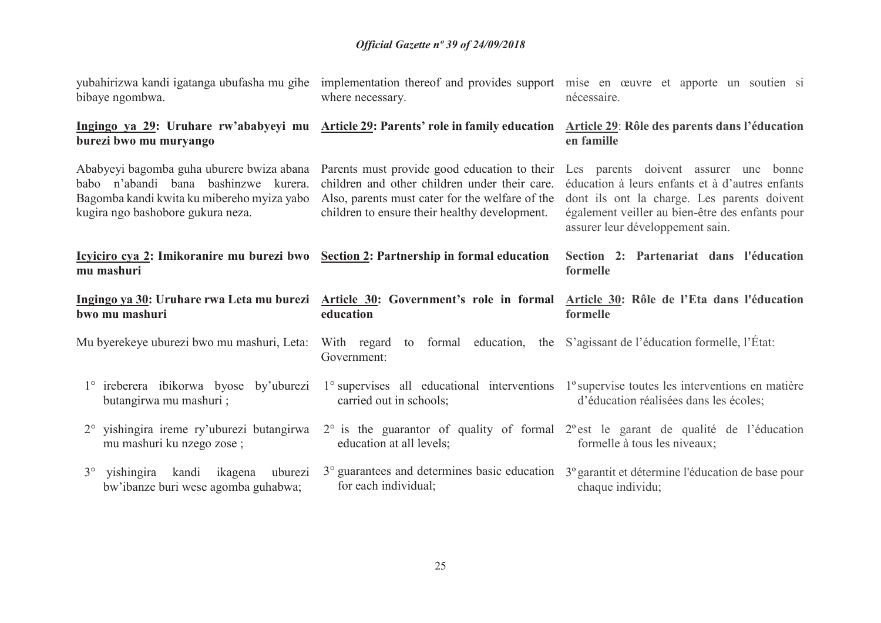yubahirizwa kandi igatanga ubufasha mu gihe bibaye ngombwa.

implementation thereof and provides support where necessary.

mise en œuvre et apporte un soutien si nécessaire.

**Ingingo ya 29: Uruhare rw'ababyeyi mu burezi bwo mu muryango**

Ababyeyi bagomba guha uburere bwiza abana babo n'abandi bana bashinzwe kurera. Bagomba kandi kwita ku mibereho myiza yabo kugira ngo bashobore gukura neza.

**Article 29: Parents' role in family education**

Parents must provide good education to their children and other children under their care. Also, parents must cater for the welfare of the children to ensure their healthy development.

**Article 29: Rôle des parents dans l'éducation en famille**

Les parents doivent assurer une bonne éducation à leurs enfants et à d'autres enfants dont ils ont la charge. Les parents doivent également veiller au bien-être des enfants pour assurer leur développement sain.

**Icyiciro cya 2: Imikoranire mu burezi bwo mu mashuri**

**Section 2: Partnership in formal education**

**Section 2: Partenariat dans l'éducation formelle**

**Ingingo ya 30: Uruhare rwa Leta mu burezi bwo mu mashuri**

Mu byerekeye uburezi bwo mu mashuri, Leta:

1° ireberera ibikorwa byose by'uburezi butangirwa mu mashuri ;

2° yishingira ireme ry'uburezi butangirwa mu mashuri ku nzego zose ;

3° yishingira kandi ikagena uburezi bw'ibanze buri wese agomba guhabwa;

**Article 30: Government's role in formal education**

With regard to formal education, the Government:

1° supervises all educational interventions carried out in schools;

2° is the guarantor of quality of formal education at all levels;

3° guarantees and determines basic education for each individual;

**Article 30: Rôle de l'Eta dans l'éducation formelle**

S'agissant de l'éducation formelle, l'État:

1° supervise toutes les interventions en matière d'éducation réalisées dans les écoles;

2° est le garant de qualité de l'éducation formelle à tous les niveaux;

3° garantit et détermine l'éducation de base pour chaque individu;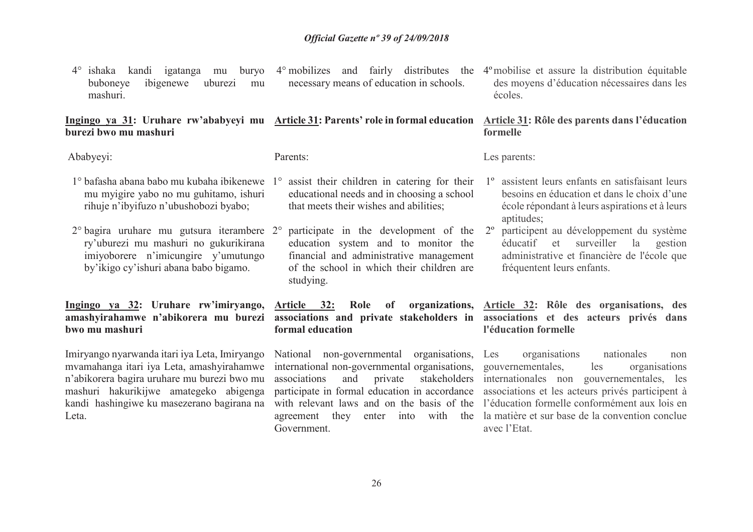4° ishaka kandi igatanga mu buryo buboneye ibigenewe uburezi mu mashuri.

**Ingingo ya 31: Uruhare rw'ababyeyi mu burezi bwo mu mashuri**

Ababyeyi:

1° bafasha abana babo mu kubaha ibikenewe mu myigire yabo no mu guhitamo, ishuri rihuje n'ibyifuzo n'ubushobozi byabo;

2° bagira uruhare mu gutsura iterambere ry'uburezi mu mashuri no gukurikirana imiyoborere n'imicungire y'umutungo by'ikigo cy'ishuri abana babo bigamo.

**Ingingo ya 32: Uruhare rw'imiryango, amashyirahamwe n'abikorera mu burezi bwo mu mashuri**

Imiryango nyarwanda itari iya Leta, Imiryango mvamahanga itari iya Leta, amashyirahamwe n'abikorera bagira uruhare mu burezi bwo mu mashuri hakurikijwe amategeko abigenga kandi hashingiwe ku masezerano bagirana na Leta.

4° mobilizes and fairly distributes the necessary means of education in schools.

**Article 31: Parents' role in formal education**

Parents:

1° assist their children in catering for their educational needs and in choosing a school that meets their wishes and abilities;

2° participate in the development of the education system and to monitor the financial and administrative management of the school in which their children are studying.

**Article 32: Role of organizations, associations and private stakeholders in formal education**

National non-governmental organisations, international non-governmental organisations, associations and private stakeholders participate in formal education in accordance with relevant laws and on the basis of the agreement they enter into with the Government.

4º mobilise et assure la distribution équitable des moyens d'éducation nécessaires dans les écoles.

**Article 31: Rôle des parents dans l'éducation formelle**

Les parents:

1º assistent leurs enfants en satisfaisant leurs besoins en éducation et dans le choix d'une école répondant à leurs aspirations et à leurs aptitudes;

2º participent au développement du système éducatif et surveiller la gestion administrative et financière de l'école que fréquentent leurs enfants.

**Article 32: Rôle des organisations, des associations et des acteurs privés dans l'éducation formelle**

Les organisations nationales non gouvernementales, les organisations internationales non gouvernementales, les associations et les acteurs privés participent à l'éducation formelle conformément aux lois en la matière et sur base de la convention conclue avec l'Etat.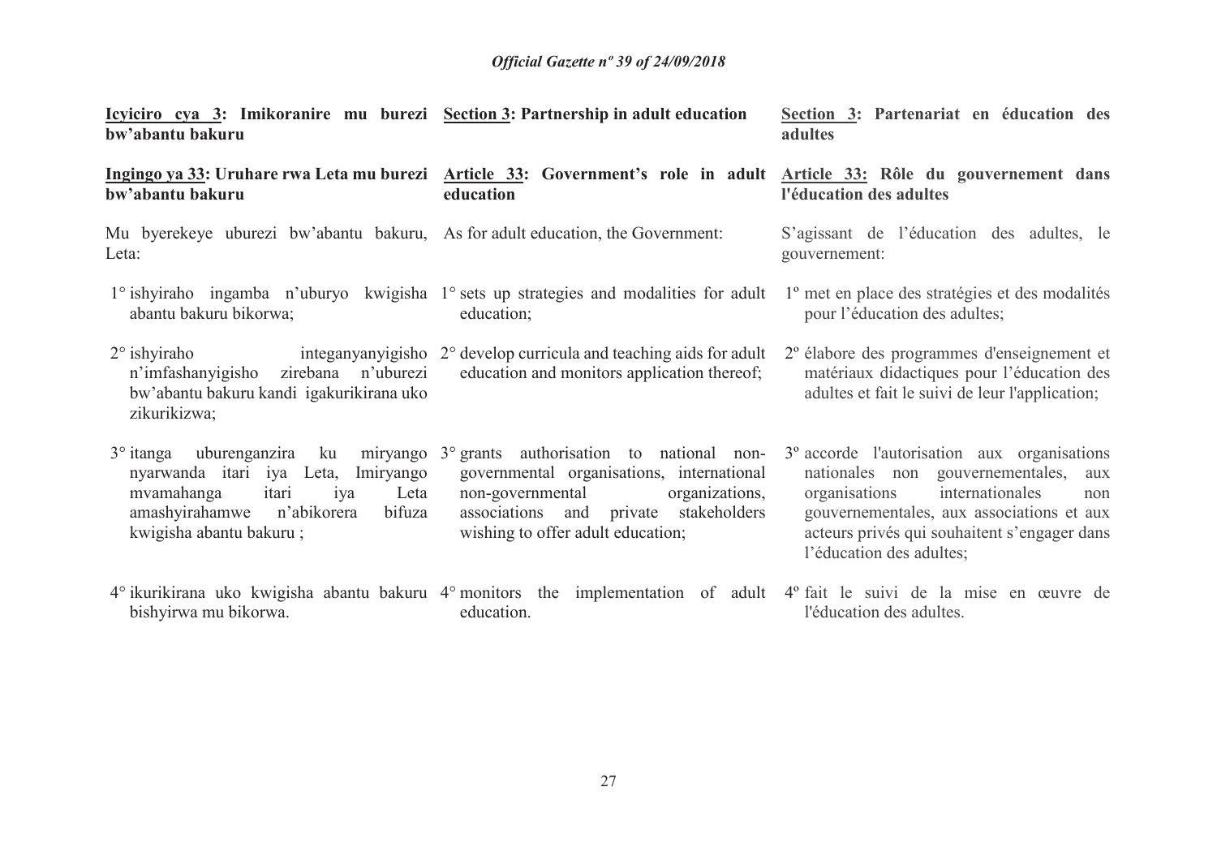**Icyiciro cya 3: Imikoranire mu burezi bw'abantu bakuru**

**Ingingo ya 33: Uruhare rwa Leta mu burezi bw'abantu bakuru**

Mu byerekeye uburezi bw'abantu bakuru, Leta:

1° ishyiraho ingamba n'uburyo kwigisha abantu bakuru bikorwa;

2° ishyiraho integanyanyigisho n'imfashanyigisho zirebana n'uburezi bw'abantu bakuru kandi igakurikirana uko zikurikizwa;

3° itanga uburenganzira ku miryango nyarwanda itari iya Leta, Imiryango mvamahanga itari iya Leta amashyirahamwe n'abikorera bifuza kwigisha abantu bakuru ;

4° ikurikirana uko kwigisha abantu bakuru bishyirwa mu bikorwa.

**Section 3: Partnership in adult education**

**Article 33: Government's role in adult education**

As for adult education, the Government:

1° sets up strategies and modalities for adult education;

2° develop curricula and teaching aids for adult education and monitors application thereof;

3° grants authorisation to national non-governmental organisations, international non-governmental organizations, associations and private stakeholders wishing to offer adult education;

4° monitors the implementation of adult education.

**Section 3: Partenariat en éducation des adultes**

**Article 33: Rôle du gouvernement dans l'éducation des adultes**

S'agissant de l'éducation des adultes, le gouvernement:

1º met en place des stratégies et des modalités pour l'éducation des adultes;

2º élabore des programmes d'enseignement et matériaux didactiques pour l'éducation des adultes et fait le suivi de leur l'application;

3º accorde l'autorisation aux organisations nationales non gouvernementales, aux organisations internationales non gouvernementales, aux associations et aux acteurs privés qui souhaitent s'engager dans l'éducation des adultes;

4º fait le suivi de la mise en œuvre de l'éducation des adultes.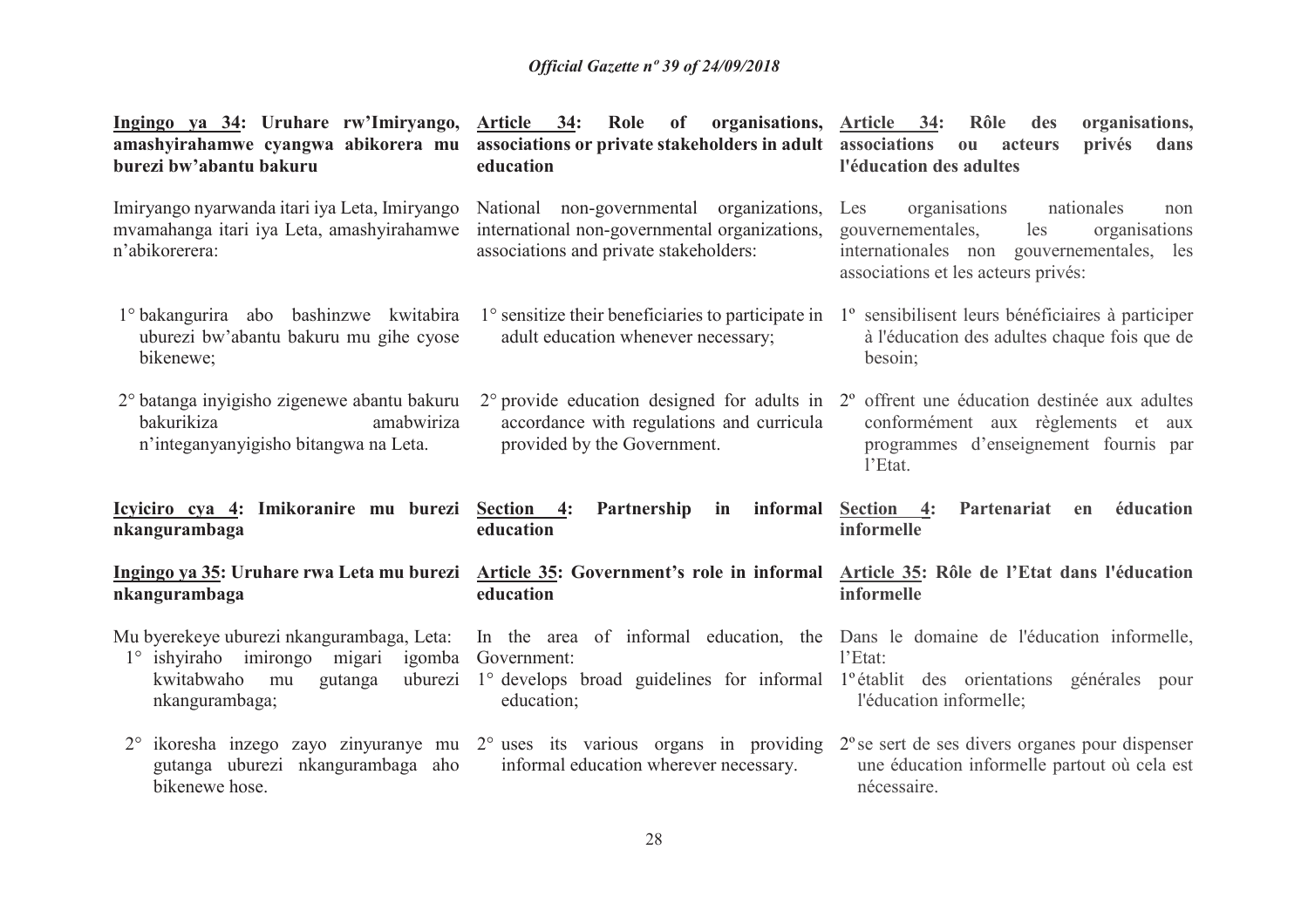| **Ingingo ya 34: Uruhare rw'Imiryango, amashyirahamwe cyangwa abikorera mu burezi bw'abantu bakuru** | **Article 34: Role of organisations, associations or private stakeholders in adult education** | **Article 34: Rôle des organisations, associations ou acteurs privés dans l'éducation des adultes** |
|---|---|---|
| Imiryango nyarwanda itari iya Leta, Imiryango mvamahanga itari iya Leta, amashyirahamwe n'abikorerera: | National non-governmental organizations, international non-governmental organizations, associations and private stakeholders: | Les organisations nationales non gouvernementales, les organisations internationales non gouvernementales, les associations et les acteurs privés: |
| 1° bakangurira abo bashinzwe kwitabira uburezi bw'abantu bakuru mu gihe cyose bikenewe; | 1° sensitize their beneficiaries to participate in adult education whenever necessary; | 1° sensibilisent leurs bénéficiaires à participer à l'éducation des adultes chaque fois que de besoin; |
| 2° batanga inyigisho zigenewe abantu bakuru bakurikiza amabwiriza n'integanyanyigisho bitangwa na Leta. | 2° provide education designed for adults in accordance with regulations and curricula provided by the Government. | 2° offrent une éducation destinée aux adultes conformément aux règlements et aux programmes d'enseignement fournis par l'Etat. |
| **Icyiciro cya 4: Imikoranire mu burezi nkangurambaga** | **Section 4: Partnership in informal education** | **Section 4: Partenariat en éducation informelle** |
| **Ingingo ya 35: Uruhare rwa Leta mu burezi nkangurambaga** | **Article 35: Government's role in informal education** | **Article 35: Rôle de l'Etat dans l'éducation informelle** |
| Mu byerekeye uburezi nkangurambaga, Leta: | In the area of informal education, the Government: | Dans le domaine de l'éducation informelle, l'Etat: |
| 1° ishyiraho imirongo migari igomba kwitabwaho mu gutanga uburezi nkangurambaga; | 1° develops broad guidelines for informal education; | 1° établit des orientations générales pour l'éducation informelle; |
| 2° ikoresha inzego zayo zinyuranye mu gutanga uburezi nkangurambaga aho bikenewe hose. | 2° uses its various organs in providing informal education wherever necessary. | 2° se sert de ses divers organes pour dispenser une éducation informelle partout où cela est nécessaire. |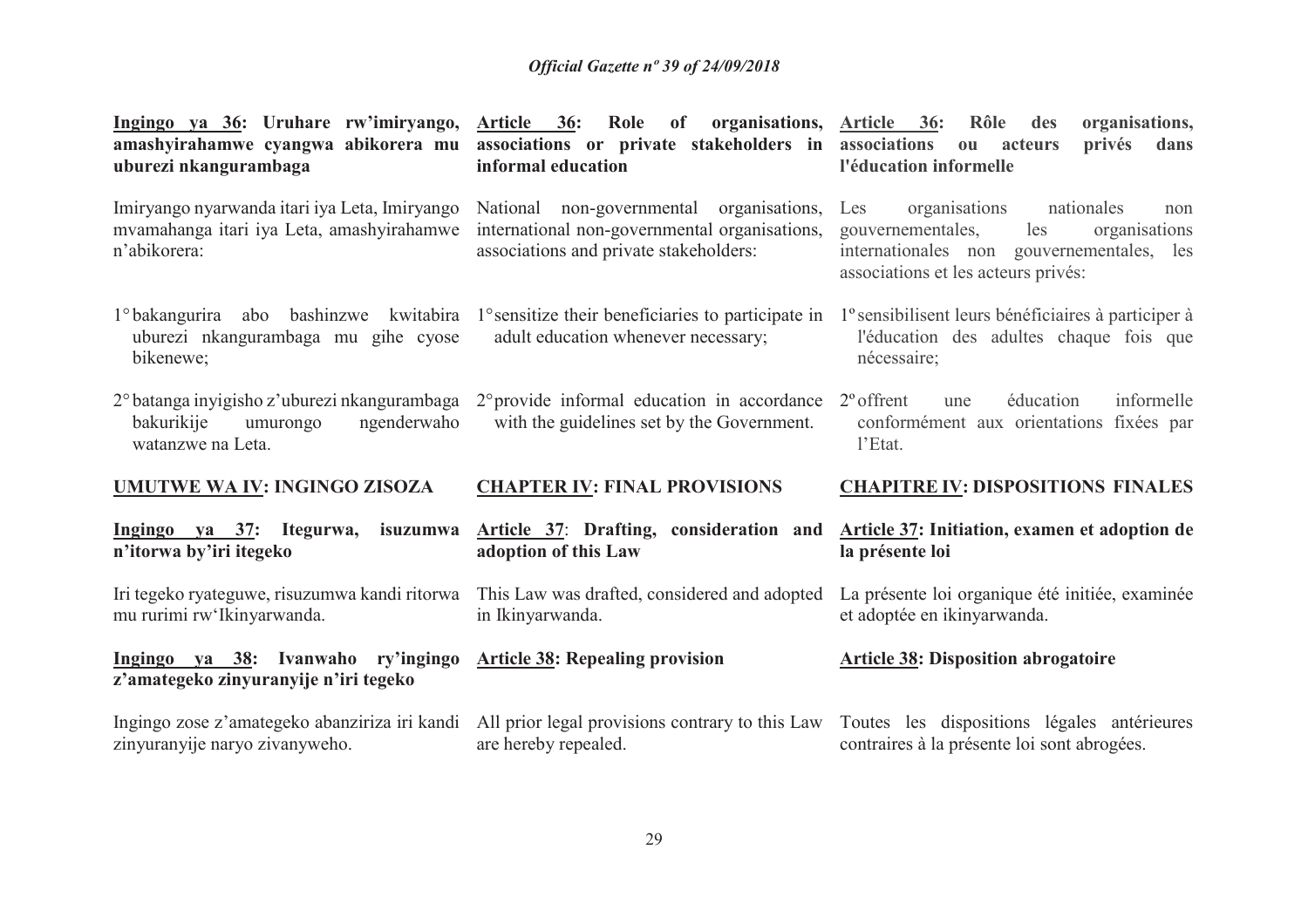**Ingingo ya 36: Uruhare rw'imiryango, amashyirahamwe cyangwa abikorera mu burezi nkangurambaga**

Imiryango nyarwanda itari iya Leta, Imiryango mvamahanga itari iya Leta, amashyirahamwe n'abikorera:

1° bakangurira abo bashinzwe kwitabira uburezi nkangurambaga mu gihe cyose bikenewe;

2° batanga inyigisho z'uburezi nkangurambaga bakurikije umurongo ngenderwaho watanzwe na Leta.

**UMUTWE WA IV: INGINGO ZISOZA**

**Ingingo ya 37: Itegurwa, isuzumwa n'itorwa by'iri itegeko**

Iri tegeko ryateguwe, risuzumwa kandi ritorwa mu rurimi rw'Ikinyarwanda.

**Ingingo ya 38: Ivanwaho ry'ingingo z'amategeko zinyuranyije n'iri tegeko**

Ingingo zose z'amategeko abanziriza iri kandi zinyuranyije naryo zivanyweho.

**Article 36: Role of organisations, associations or private stakeholders in informal education**

National non-governmental organisations, international non-governmental organisations, associations and private stakeholders:

1° sensitize their beneficiaries to participate in adult education whenever necessary;

2° provide informal education in accordance with the guidelines set by the Government.

**CHAPTER IV: FINAL PROVISIONS**

**Article 37: Drafting, consideration and adoption of this Law**

This Law was drafted, considered and adopted in Ikinyarwanda.

**Article 38: Repealing provision**

All prior legal provisions contrary to this Law are hereby repealed.

**Article 36: Rôle des organisations, associations ou acteurs privés dans l'éducation informelle**

Les organisations nationales non gouvernementales, les organisations internationales non gouvernementales, les associations et les acteurs privés:

1º sensibilisent leurs bénéficiaires à participer à l'éducation des adultes chaque fois que nécessaire;

2º offrent une éducation informelle conformément aux orientations fixées par l'Etat.

**CHAPITRE IV: DISPOSITIONS FINALES**

**Article 37: Initiation, examen et adoption de la présente loi**

La présente loi organique été initiée, examinée et adoptée en ikinyarwanda.

**Article 38: Disposition abrogatoire**

Toutes les dispositions légales antérieures contraires à la présente loi sont abrogées.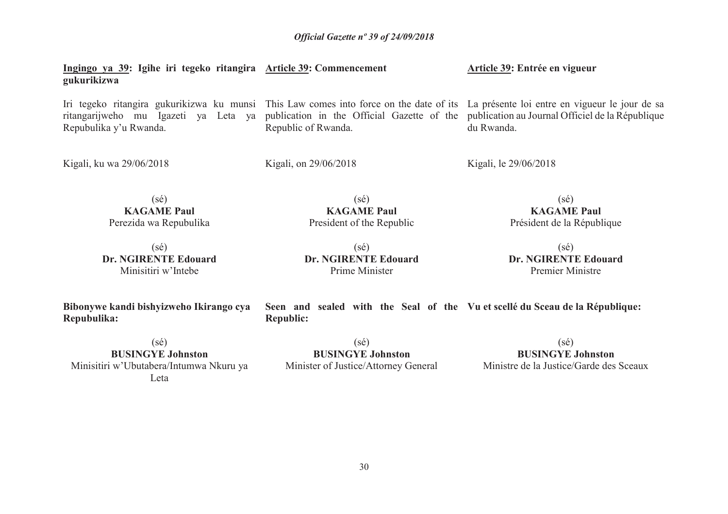**Ingingo ya 39: Igihe iri tegeko ritangira gukurikizwa**

Iri tegeko ritangira gukurikizwa ku munsi ritangarijweho mu Igazeti ya Leta ya Repubulika y'u Rwanda.

Kigali, ku wa 29/06/2018

(sé)
**KAGAME Paul**
Perezida wa Repubulika

(sé)
**Dr. NGIRENTE Edouard**
Minisitiri w'Intebe

**Bibonywe kandi bishyizweho Ikirango cya Repubulika:**

(sé)
**BUSINGYE Johnston**
Minisitiri w'Ubutabera/Intumwa Nkuru ya Leta

**Article 39: Commencement**

This Law comes into force on the date of its publication in the Official Gazette of the Republic of Rwanda.

Kigali, on 29/06/2018

(sé)
**KAGAME Paul**
President of the Republic

(sé)
**Dr. NGIRENTE Edouard**
Prime Minister

**Seen and sealed with the Seal of the Republic:**

(sé)
**BUSINGYE Johnston**
Minister of Justice/Attorney General

**Article 39: Entrée en vigueur**

La présente loi entre en vigueur le jour de sa publication au Journal Officiel de la République du Rwanda.

Kigali, le 29/06/2018

(sé)
**KAGAME Paul**
Président de la République

(sé)
**Dr. NGIRENTE Edouard**
Premier Ministre

**Vu et scellé du Sceau de la République:**

(sé)
**BUSINGYE Johnston**
Ministre de la Justice/Garde des Sceaux